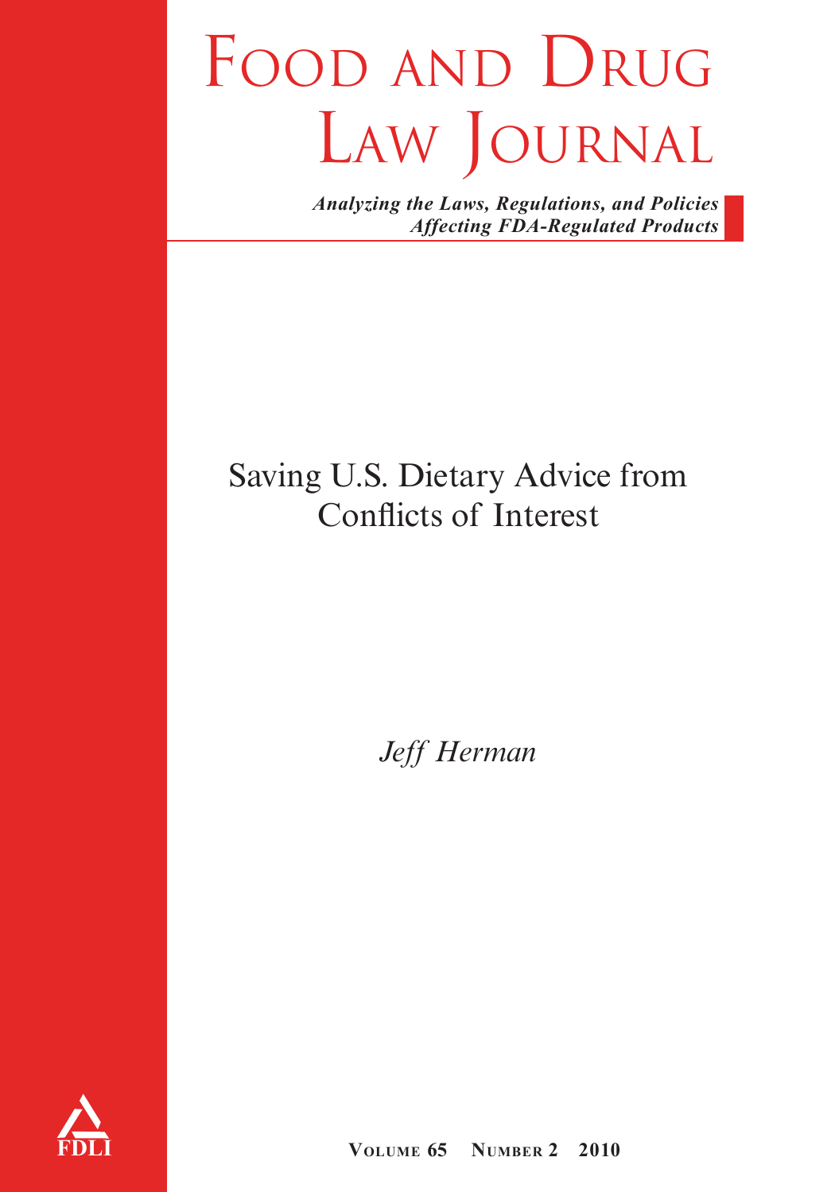# Food and Drug Law Journal

*Analyzing the Laws, Regulations, and Policies Affecting FDA-Regulated Products*

## Saving U.S. Dietary Advice from Conflicts of Interest

*Jeff Herman*

FDLI

**Volume 65 Number 2 2010**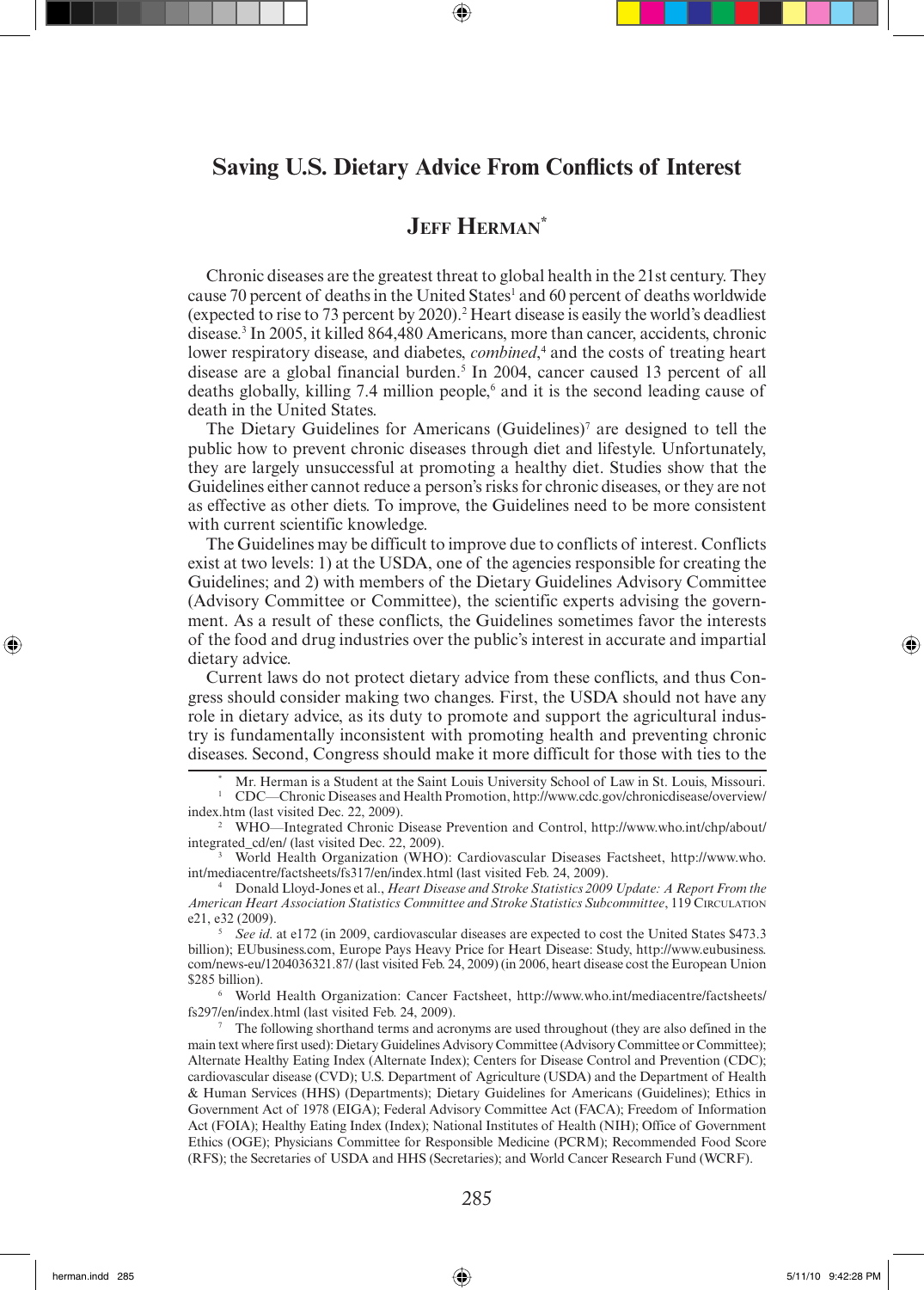# Saving U.S. Dietary Advice From Conflicts of Interest

## Jeff Herman*

Chronic diseases are the greatest threat to global health in the 21st century. They cause 70 percent of deaths in the United States[1] and 60 percent of deaths worldwide (expected to rise to 73 percent by 2020).[2] Heart disease is easily the world's deadliest disease.[3] In 2005, it killed 864,480 Americans, more than cancer, accidents, chronic lower respiratory disease, and diabetes, *combined*,[4] and the costs of treating heart disease are a global financial burden.[5] In 2004, cancer caused 13 percent of all deaths globally, killing 7.4 million people,[6] and it is the second leading cause of death in the United States.

The Dietary Guidelines for Americans (Guidelines)[7] are designed to tell the public how to prevent chronic diseases through diet and lifestyle. Unfortunately, they are largely unsuccessful at promoting a healthy diet. Studies show that the Guidelines either cannot reduce a person's risks for chronic diseases, or they are not as effective as other diets. To improve, the Guidelines need to be more consistent with current scientific knowledge.

The Guidelines may be difficult to improve due to conflicts of interest. Conflicts exist at two levels: 1) at the USDA, one of the agencies responsible for creating the Guidelines; and 2) with members of the Dietary Guidelines Advisory Committee (Advisory Committee or Committee), the scientific experts advising the government. As a result of these conflicts, the Guidelines sometimes favor the interests of the food and drug industries over the public's interest in accurate and impartial dietary advice.

Current laws do not protect dietary advice from these conflicts, and thus Congress should consider making two changes. First, the USDA should not have any role in dietary advice, as its duty to promote and support the agricultural industry is fundamentally inconsistent with promoting health and preventing chronic diseases. Second, Congress should make it more difficult for those with ties to the

---

\* Mr. Herman is a Student at the Saint Louis University School of Law in St. Louis, Missouri.

[1] CDC—Chronic Diseases and Health Promotion, http://www.cdc.gov/chronicdisease/overview/index.htm (last visited Dec. 22, 2009).

[2] WHO—Integrated Chronic Disease Prevention and Control, http://www.who.int/chp/about/integrated_cd/en/ (last visited Dec. 22, 2009).

[3] World Health Organization (WHO): Cardiovascular Diseases Factsheet, http://www.who.int/mediacentre/factsheets/fs317/en/index.html (last visited Feb. 24, 2009).

[4] Donald Lloyd-Jones et al., *Heart Disease and Stroke Statistics 2009 Update: A Report From the American Heart Association Statistics Committee and Stroke Statistics Subcommittee*, 119 Circulation e21, e32 (2009).

[5] *See id.* at e172 (in 2009, cardiovascular diseases are expected to cost the United States $473.3 billion); EUbusiness.com, Europe Pays Heavy Price for Heart Disease: Study, http://www.eubusiness.com/news-eu/1204036321.87/ (last visited Feb. 24, 2009) (in 2006, heart disease cost the European Union $285 billion).

[6] World Health Organization: Cancer Factsheet, http://www.who.int/mediacentre/factsheets/fs297/en/index.html (last visited Feb. 24, 2009).

[7] The following shorthand terms and acronyms are used throughout (they are also defined in the main text where first used): Dietary Guidelines Advisory Committee (Advisory Committee or Committee); Alternate Healthy Eating Index (Alternate Index); Centers for Disease Control and Prevention (CDC); cardiovascular disease (CVD); U.S. Department of Agriculture (USDA) and the Department of Health & Human Services (HHS) (Departments); Dietary Guidelines for Americans (Guidelines); Ethics in Government Act of 1978 (EIGA); Federal Advisory Committee Act (FACA); Freedom of Information Act (FOIA); Healthy Eating Index (Index); National Institutes of Health (NIH); Office of Government Ethics (OGE); Physicians Committee for Responsible Medicine (PCRM); Recommended Food Score (RFS); the Secretaries of USDA and HHS (Secretaries); and World Cancer Research Fund (WCRF).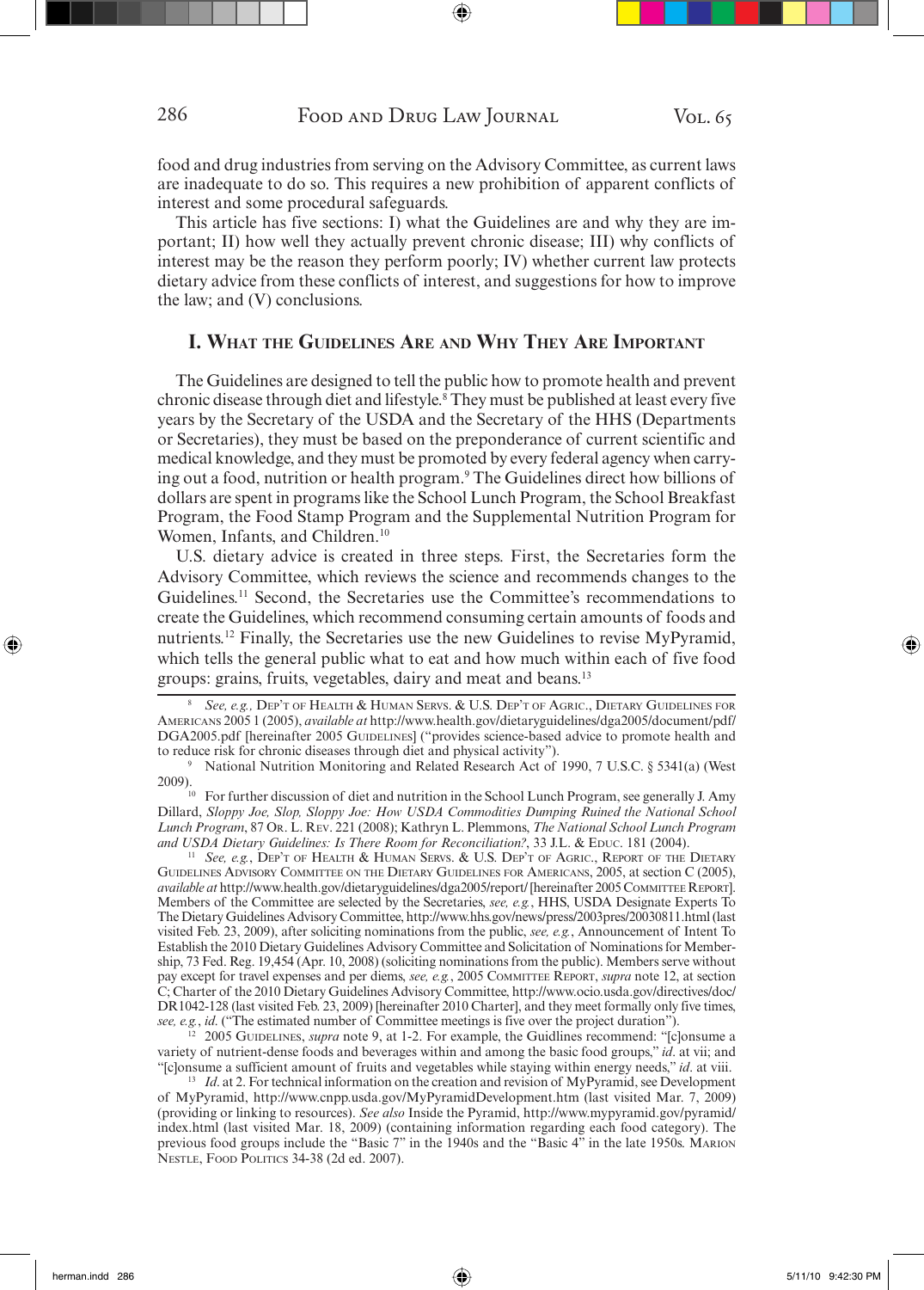food and drug industries from serving on the Advisory Committee, as current laws are inadequate to do so. This requires a new prohibition of apparent conflicts of interest and some procedural safeguards.

This article has five sections: I) what the Guidelines are and why they are important; II) how well they actually prevent chronic disease; III) why conflicts of interest may be the reason they perform poorly; IV) whether current law protects dietary advice from these conflicts of interest, and suggestions for how to improve the law; and (V) conclusions.

## I. What the Guidelines Are and Why They Are Important

The Guidelines are designed to tell the public how to promote health and prevent chronic disease through diet and lifestyle.[8] They must be published at least every five years by the Secretary of the USDA and the Secretary of the HHS (Departments or Secretaries), they must be based on the preponderance of current scientific and medical knowledge, and they must be promoted by every federal agency when carrying out a food, nutrition or health program.[9] The Guidelines direct how billions of dollars are spent in programs like the School Lunch Program, the School Breakfast Program, the Food Stamp Program and the Supplemental Nutrition Program for Women, Infants, and Children.[10]

U.S. dietary advice is created in three steps. First, the Secretaries form the Advisory Committee, which reviews the science and recommends changes to the Guidelines.[11] Second, the Secretaries use the Committee's recommendations to create the Guidelines, which recommend consuming certain amounts of foods and nutrients.[12] Finally, the Secretaries use the new Guidelines to revise MyPyramid, which tells the general public what to eat and how much within each of five food groups: grains, fruits, vegetables, dairy and meat and beans.[13]

---

[8] *See, e.g.,* Dep't of Health & Human Servs. & U.S. Dep't of Agric., Dietary Guidelines for Americans 2005 1 (2005), *available at* http://www.health.gov/dietaryguidelines/dga2005/document/pdf/DGA2005.pdf [hereinafter 2005 Guidelines] ("provides science-based advice to promote health and to reduce risk for chronic diseases through diet and physical activity").

[9] National Nutrition Monitoring and Related Research Act of 1990, 7 U.S.C. § 5341(a) (West 2009).

[10] For further discussion of diet and nutrition in the School Lunch Program, see generally J. Amy Dillard, *Sloppy Joe, Slop, Sloppy Joe: How USDA Commodities Dumping Ruined the National School Lunch Program*, 87 Or. L. Rev. 221 (2008); Kathryn L. Plemmons, *The National School Lunch Program and USDA Dietary Guidelines: Is There Room for Reconciliation?*, 33 J.L. & Educ. 181 (2004).

[11] *See, e.g.,* Dep't of Health & Human Servs. & U.S. Dep't of Agric., Report of the Dietary Guidelines Advisory Committee on the Dietary Guidelines for Americans, 2005, at section C (2005), *available at* http://www.health.gov/dietaryguidelines/dga2005/report/ [hereinafter 2005 Committee Report]. Members of the Committee are selected by the Secretaries, *see, e.g.*, HHS, USDA Designate Experts To The Dietary Guidelines Advisory Committee, http://www.hhs.gov/news/press/2003pres/20030811.html (last visited Feb. 23, 2009), after soliciting nominations from the public, *see, e.g.*, Announcement of Intent To Establish the 2010 Dietary Guidelines Advisory Committee and Solicitation of Nominations for Membership, 73 Fed. Reg. 19,454 (Apr. 10, 2008) (soliciting nominations from the public). Members serve without pay except for travel expenses and per diems, *see, e.g.*, 2005 Committee Report, *supra* note 12, at section C; Charter of the 2010 Dietary Guidelines Advisory Committee, http://www.ocio.usda.gov/directives/doc/DR1042-128 (last visited Feb. 23, 2009) [hereinafter 2010 Charter], and they meet formally only five times, *see, e.g.*, *id.* ("The estimated number of Committee meetings is five over the project duration").

[12] 2005 Guidelines, *supra* note 9, at 1-2. For example, the Guidlines recommend: "[c]onsume a variety of nutrient-dense foods and beverages within and among the basic food groups," *id.* at vii; and "[c]onsume a sufficient amount of fruits and vegetables while staying within energy needs," *id.* at viii.

[13] *Id.* at 2. For technical information on the creation and revision of MyPyramid, see Development of MyPyramid, http://www.cnpp.usda.gov/MyPyramidDevelopment.htm (last visited Mar. 7, 2009) (providing or linking to resources). *See also* Inside the Pyramid, http://www.mypyramid.gov/pyramid/index.html (last visited Mar. 18, 2009) (containing information regarding each food category). The previous food groups include the "Basic 7" in the 1940s and the "Basic 4" in the late 1950s. Marion Nestle, Food Politics 34-38 (2d ed. 2007).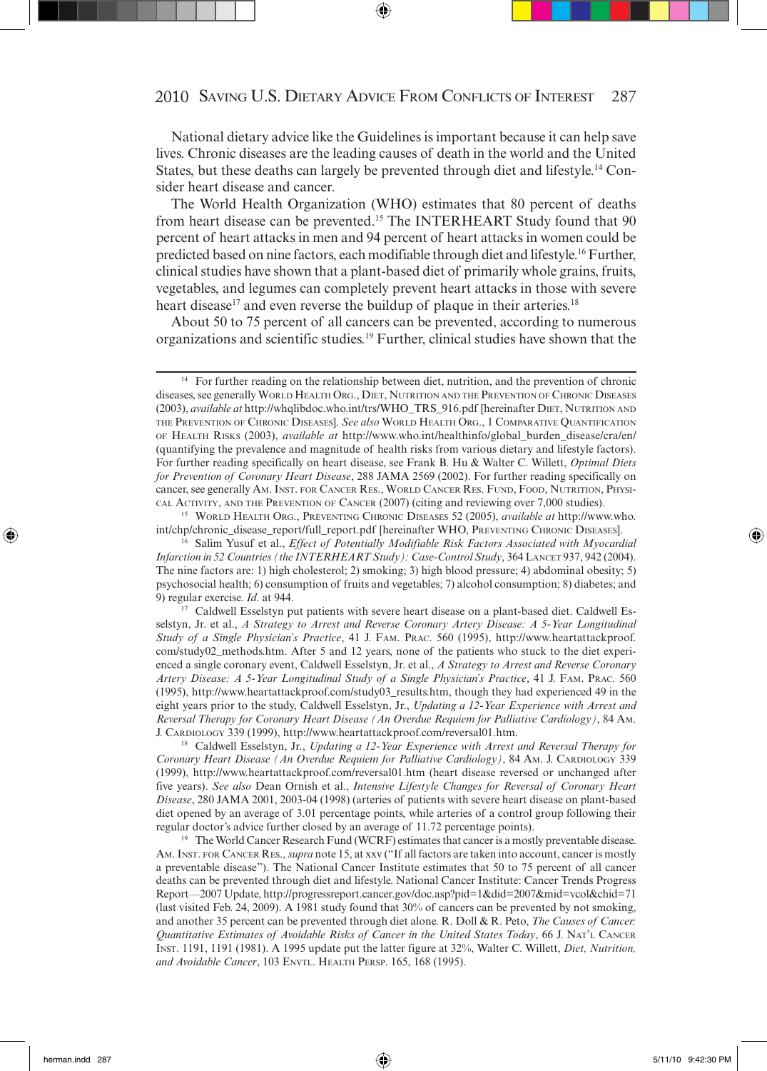National dietary advice like the Guidelines is important because it can help save lives. Chronic diseases are the leading causes of death in the world and the United States, but these deaths can largely be prevented through diet and lifestyle.[14] Consider heart disease and cancer.

The World Health Organization (WHO) estimates that 80 percent of deaths from heart disease can be prevented.[15] The INTERHEART Study found that 90 percent of heart attacks in men and 94 percent of heart attacks in women could be predicted based on nine factors, each modifiable through diet and lifestyle.[16] Further, clinical studies have shown that a plant-based diet of primarily whole grains, fruits, vegetables, and legumes can completely prevent heart attacks in those with severe heart disease[17] and even reverse the buildup of plaque in their arteries.[18]

About 50 to 75 percent of all cancers can be prevented, according to numerous organizations and scientific studies.[19] Further, clinical studies have shown that the

---

[14] For further reading on the relationship between diet, nutrition, and the prevention of chronic diseases, see generally World Health Org., Diet, Nutrition and the Prevention of Chronic Diseases (2003), *available at* http://whqlibdoc.who.int/trs/WHO_TRS_916.pdf [hereinafter Diet, Nutrition and the Prevention of Chronic Diseases]. *See also* World Health Org., 1 Comparative Quantification of Health Risks (2003), *available at* http://www.who.int/healthinfo/global_burden_disease/cra/en/ (quantifying the prevalence and magnitude of health risks from various dietary and lifestyle factors). For further reading specifically on heart disease, see Frank B. Hu & Walter C. Willett, *Optimal Diets for Prevention of Coronary Heart Disease*, 288 JAMA 2569 (2002). For further reading specifically on cancer, see generally Am. Inst. for Cancer Res., World Cancer Res. Fund, Food, Nutrition, Physical Activity, and the Prevention of Cancer (2007) (citing and reviewing over 7,000 studies).

[15] World Health Org., Preventing Chronic Diseases 52 (2005), *available at* http://www.who.int/chp/chronic_disease_report/full_report.pdf [hereinafter WHO, Preventing Chronic Diseases].

[16] Salim Yusuf et al., *Effect of Potentially Modifiable Risk Factors Associated with Myocardial Infarction in 52 Countries (the INTERHEART Study): Case-Control Study*, 364 Lancet 937, 942 (2004). The nine factors are: 1) high cholesterol; 2) smoking; 3) high blood pressure; 4) abdominal obesity; 5) psychosocial health; 6) consumption of fruits and vegetables; 7) alcohol consumption; 8) diabetes; and 9) regular exercise. *Id.* at 944.

[17] Caldwell Esselstyn put patients with severe heart disease on a plant-based diet. Caldwell Esselstyn, Jr. et al., *A Strategy to Arrest and Reverse Coronary Artery Disease: A 5-Year Longitudinal Study of a Single Physician's Practice*, 41 J. Fam. Prac. 560 (1995), http://www.heartattackproof.com/study02_methods.htm. After 5 and 12 years, none of the patients who stuck to the diet experienced a single coronary event, Caldwell Esselstyn, Jr. et al., *A Strategy to Arrest and Reverse Coronary Artery Disease: A 5-Year Longitudinal Study of a Single Physician's Practice*, 41 J. Fam. Prac. 560 (1995), http://www.heartattackproof.com/study03_results.htm, though they had experienced 49 in the eight years prior to the study, Caldwell Esselstyn, Jr., *Updating a 12-Year Experience with Arrest and Reversal Therapy for Coronary Heart Disease (An Overdue Requiem for Palliative Cardiology)*, 84 Am. J. Cardiology 339 (1999), http://www.heartattackproof.com/reversal01.htm.

[18] Caldwell Esselstyn, Jr., *Updating a 12-Year Experience with Arrest and Reversal Therapy for Coronary Heart Disease (An Overdue Requiem for Palliative Cardiology)*, 84 Am. J. Cardiology 339 (1999), http://www.heartattackproof.com/reversal01.htm (heart disease reversed or unchanged after five years). *See also* Dean Ornish et al., *Intensive Lifestyle Changes for Reversal of Coronary Heart Disease*, 280 JAMA 2001, 2003-04 (1998) (arteries of patients with severe heart disease on plant-based diet opened by an average of 3.01 percentage points, while arteries of a control group following their regular doctor's advice further closed by an average of 11.72 percentage points).

[19] The World Cancer Research Fund (WCRF) estimates that cancer is a mostly preventable disease. Am. Inst. for Cancer Res., *supra* note 15, at xxv ("If all factors are taken into account, cancer is mostly a preventable disease"). The National Cancer Institute estimates that 50 to 75 percent of all cancer deaths can be prevented through diet and lifestyle. National Cancer Institute: Cancer Trends Progress Report—2007 Update, http://progressreport.cancer.gov/doc.asp?pid=1&did=2007&mid=vcol&chid=71 (last visited Feb. 24, 2009). A 1981 study found that 30% of cancers can be prevented by not smoking, and another 35 percent can be prevented through diet alone. R. Doll & R. Peto, *The Causes of Cancer: Quantitative Estimates of Avoidable Risks of Cancer in the United States Today*, 66 J. Nat'l Cancer Inst. 1191, 1191 (1981). A 1995 update put the latter figure at 32%, Walter C. Willett, *Diet, Nutrition, and Avoidable Cancer*, 103 Envtl. Health Persp. 165, 168 (1995).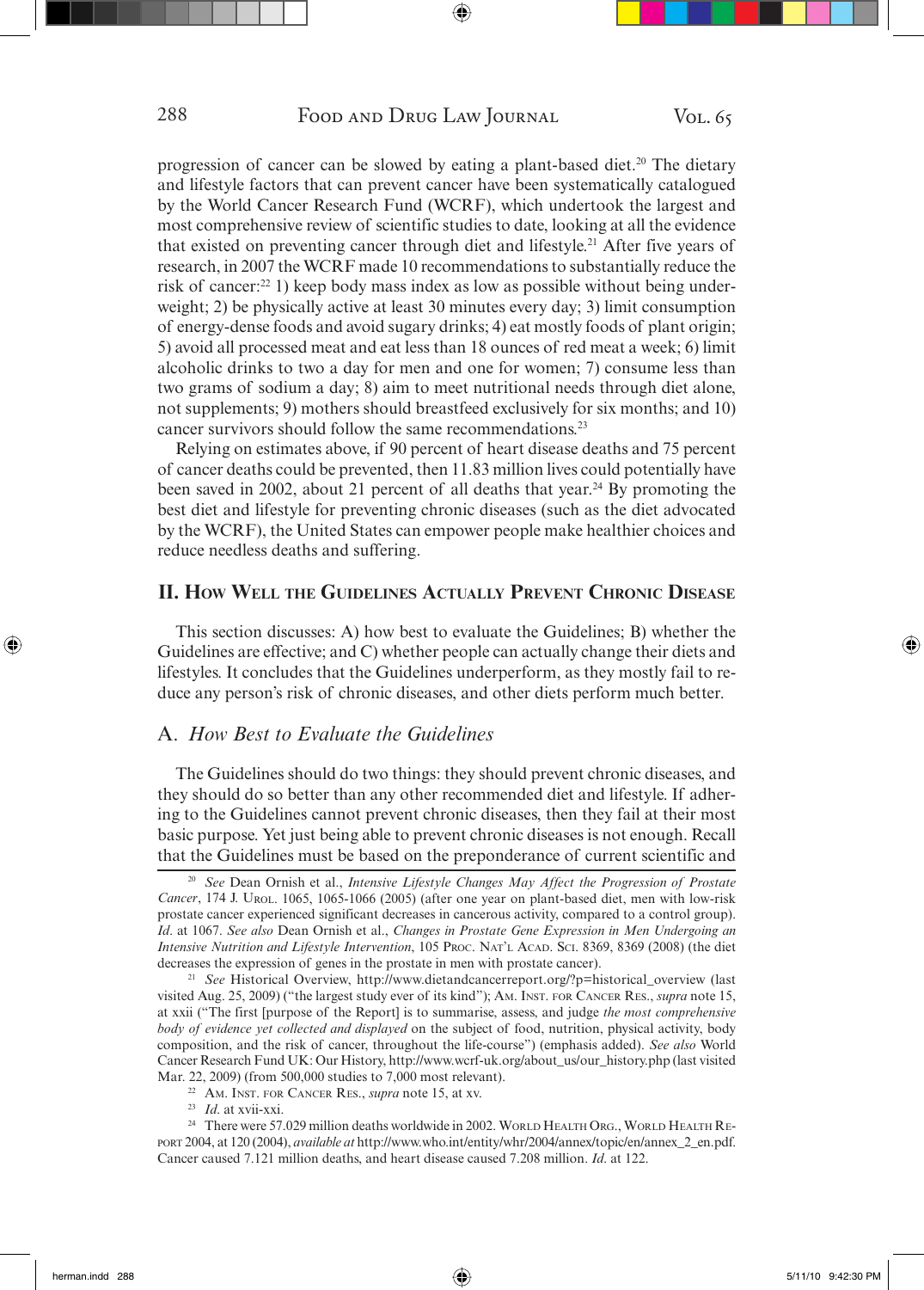progression of cancer can be slowed by eating a plant-based diet.[20] The dietary and lifestyle factors that can prevent cancer have been systematically catalogued by the World Cancer Research Fund (WCRF), which undertook the largest and most comprehensive review of scientific studies to date, looking at all the evidence that existed on preventing cancer through diet and lifestyle.[21] After five years of research, in 2007 the WCRF made 10 recommendations to substantially reduce the risk of cancer:[22] 1) keep body mass index as low as possible without being underweight; 2) be physically active at least 30 minutes every day; 3) limit consumption of energy-dense foods and avoid sugary drinks; 4) eat mostly foods of plant origin; 5) avoid all processed meat and eat less than 18 ounces of red meat a week; 6) limit alcoholic drinks to two a day for men and one for women; 7) consume less than two grams of sodium a day; 8) aim to meet nutritional needs through diet alone, not supplements; 9) mothers should breastfeed exclusively for six months; and 10) cancer survivors should follow the same recommendations.[23]

Relying on estimates above, if 90 percent of heart disease deaths and 75 percent of cancer deaths could be prevented, then 11.83 million lives could potentially have been saved in 2002, about 21 percent of all deaths that year.[24] By promoting the best diet and lifestyle for preventing chronic diseases (such as the diet advocated by the WCRF), the United States can empower people make healthier choices and reduce needless deaths and suffering.

## II. How Well the Guidelines Actually Prevent Chronic Disease

This section discusses: A) how best to evaluate the Guidelines; B) whether the Guidelines are effective; and C) whether people can actually change their diets and lifestyles. It concludes that the Guidelines underperform, as they mostly fail to reduce any person's risk of chronic diseases, and other diets perform much better.

### A. *How Best to Evaluate the Guidelines*

The Guidelines should do two things: they should prevent chronic diseases, and they should do so better than any other recommended diet and lifestyle. If adhering to the Guidelines cannot prevent chronic diseases, then they fail at their most basic purpose. Yet just being able to prevent chronic diseases is not enough. Recall that the Guidelines must be based on the preponderance of current scientific and

---

[20] *See* Dean Ornish et al., *Intensive Lifestyle Changes May Affect the Progression of Prostate Cancer*, 174 J. Urol. 1065, 1065-1066 (2005) (after one year on plant-based diet, men with low-risk prostate cancer experienced significant decreases in cancerous activity, compared to a control group). *Id*. at 1067. *See also* Dean Ornish et al., *Changes in Prostate Gene Expression in Men Undergoing an Intensive Nutrition and Lifestyle Intervention*, 105 Proc. Nat'l Acad. Sci. 8369, 8369 (2008) (the diet decreases the expression of genes in the prostate in men with prostate cancer).

[21] *See* Historical Overview, http://www.dietandcancerreport.org/?p=historical_overview (last visited Aug. 25, 2009) ("the largest study ever of its kind"); Am. Inst. for Cancer Res., *supra* note 15, at xxii ("The first [purpose of the Report] is to summarise, assess, and judge *the most comprehensive body of evidence yet collected and displayed* on the subject of food, nutrition, physical activity, body composition, and the risk of cancer, throughout the life-course") (emphasis added). *See also* World Cancer Research Fund UK: Our History, http://www.wcrf-uk.org/about_us/our_history.php (last visited Mar. 22, 2009) (from 500,000 studies to 7,000 most relevant).

[22] Am. Inst. for Cancer Res., *supra* note 15, at xv.

[23] *Id*. at xvii-xxi.

[24] There were 57.029 million deaths worldwide in 2002. World Health Org., World Health Report 2004, at 120 (2004), *available at* http://www.who.int/entity/whr/2004/annex/topic/en/annex_2_en.pdf. Cancer caused 7.121 million deaths, and heart disease caused 7.208 million. *Id*. at 122.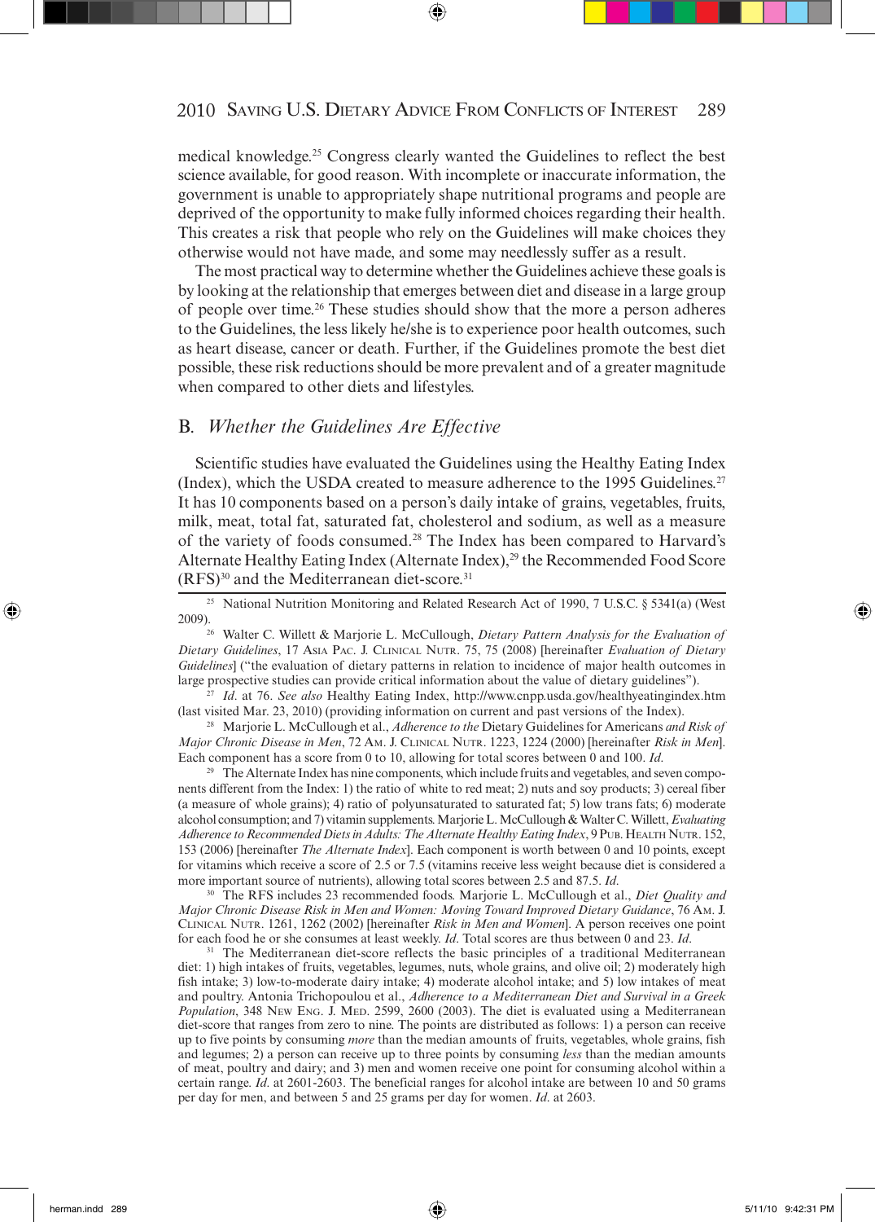medical knowledge.[25] Congress clearly wanted the Guidelines to reflect the best science available, for good reason. With incomplete or inaccurate information, the government is unable to appropriately shape nutritional programs and people are deprived of the opportunity to make fully informed choices regarding their health. This creates a risk that people who rely on the Guidelines will make choices they otherwise would not have made, and some may needlessly suffer as a result.

The most practical way to determine whether the Guidelines achieve these goals is by looking at the relationship that emerges between diet and disease in a large group of people over time.[26] These studies should show that the more a person adheres to the Guidelines, the less likely he/she is to experience poor health outcomes, such as heart disease, cancer or death. Further, if the Guidelines promote the best diet possible, these risk reductions should be more prevalent and of a greater magnitude when compared to other diets and lifestyles.

## B. *Whether the Guidelines Are Effective*

Scientific studies have evaluated the Guidelines using the Healthy Eating Index (Index), which the USDA created to measure adherence to the 1995 Guidelines.[27] It has 10 components based on a person's daily intake of grains, vegetables, fruits, milk, meat, total fat, saturated fat, cholesterol and sodium, as well as a measure of the variety of foods consumed.[28] The Index has been compared to Harvard's Alternate Healthy Eating Index (Alternate Index),[29] the Recommended Food Score (RFS)[30] and the Mediterranean diet-score.[31]

---

[25] National Nutrition Monitoring and Related Research Act of 1990, 7 U.S.C. § 5341(a) (West 2009).

[26] Walter C. Willett & Marjorie L. McCullough, *Dietary Pattern Analysis for the Evaluation of Dietary Guidelines*, 17 Asia Pac. J. Clinical Nutr. 75, 75 (2008) [hereinafter *Evaluation of Dietary Guidelines*] ("the evaluation of dietary patterns in relation to incidence of major health outcomes in large prospective studies can provide critical information about the value of dietary guidelines").

[27] *Id*. at 76. *See also* Healthy Eating Index, http://www.cnpp.usda.gov/healthyeatingindex.htm (last visited Mar. 23, 2010) (providing information on current and past versions of the Index).

[28] Marjorie L. McCullough et al., *Adherence to the* Dietary Guidelines for Americans *and Risk of Major Chronic Disease in Men*, 72 Am. J. Clinical Nutr. 1223, 1224 (2000) [hereinafter *Risk in Men*]. Each component has a score from 0 to 10, allowing for total scores between 0 and 100. *Id*.

[29] The Alternate Index has nine components, which include fruits and vegetables, and seven components different from the Index: 1) the ratio of white to red meat; 2) nuts and soy products; 3) cereal fiber (a measure of whole grains); 4) ratio of polyunsaturated to saturated fat; 5) low trans fats; 6) moderate alcohol consumption; and 7) vitamin supplements. Marjorie L. McCullough & Walter C. Willett, *Evaluating Adherence to Recommended Diets in Adults: The Alternate Healthy Eating Index*, 9 Pub. Health Nutr. 152, 153 (2006) [hereinafter *The Alternate Index*]. Each component is worth between 0 and 10 points, except for vitamins which receive a score of 2.5 or 7.5 (vitamins receive less weight because diet is considered a more important source of nutrients), allowing total scores between 2.5 and 87.5. *Id*.

[30] The RFS includes 23 recommended foods. Marjorie L. McCullough et al., *Diet Quality and Major Chronic Disease Risk in Men and Women: Moving Toward Improved Dietary Guidance*, 76 Am. J. Clinical Nutr. 1261, 1262 (2002) [hereinafter *Risk in Men and Women*]. A person receives one point for each food he or she consumes at least weekly. *Id*. Total scores are thus between 0 and 23. *Id*.

[31] The Mediterranean diet-score reflects the basic principles of a traditional Mediterranean diet: 1) high intakes of fruits, vegetables, legumes, nuts, whole grains, and olive oil; 2) moderately high fish intake; 3) low-to-moderate dairy intake; 4) moderate alcohol intake; and 5) low intakes of meat and poultry. Antonia Trichopoulou et al., *Adherence to a Mediterranean Diet and Survival in a Greek Population*, 348 New Eng. J. Med. 2599, 2600 (2003). The diet is evaluated using a Mediterranean diet-score that ranges from zero to nine. The points are distributed as follows: 1) a person can receive up to five points by consuming *more* than the median amounts of fruits, vegetables, whole grains, fish and legumes; 2) a person can receive up to three points by consuming *less* than the median amounts of meat, poultry and dairy; and 3) men and women receive one point for consuming alcohol within a certain range. *Id*. at 2601-2603. The beneficial ranges for alcohol intake are between 10 and 50 grams per day for men, and between 5 and 25 grams per day for women. *Id*. at 2603.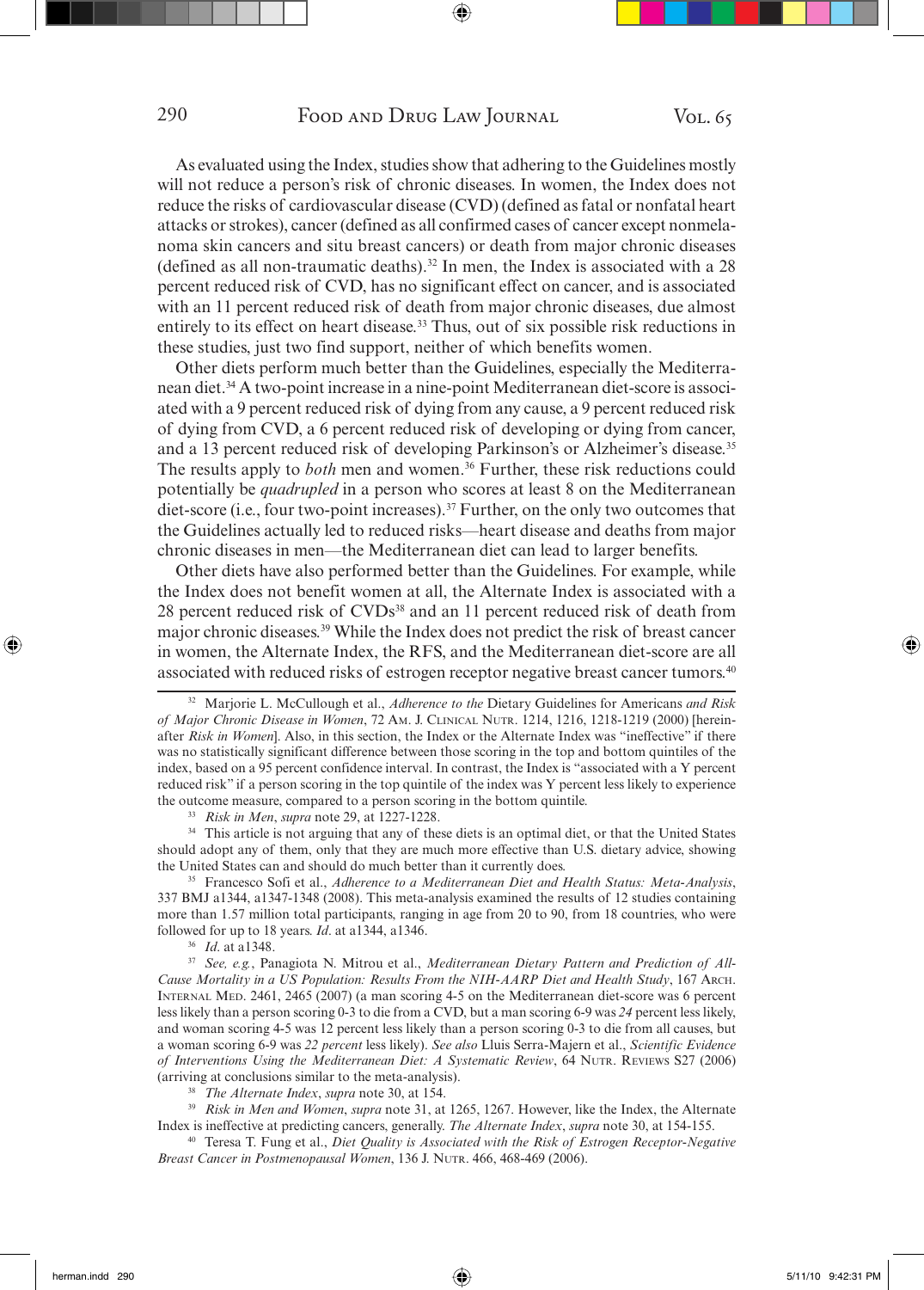As evaluated using the Index, studies show that adhering to the Guidelines mostly will not reduce a person's risk of chronic diseases. In women, the Index does not reduce the risks of cardiovascular disease (CVD) (defined as fatal or nonfatal heart attacks or strokes), cancer (defined as all confirmed cases of cancer except nonmelanoma skin cancers and situ breast cancers) or death from major chronic diseases (defined as all non-traumatic deaths).[32] In men, the Index is associated with a 28 percent reduced risk of CVD, has no significant effect on cancer, and is associated with an 11 percent reduced risk of death from major chronic diseases, due almost entirely to its effect on heart disease.[33] Thus, out of six possible risk reductions in these studies, just two find support, neither of which benefits women.

Other diets perform much better than the Guidelines, especially the Mediterranean diet.[34] A two-point increase in a nine-point Mediterranean diet-score is associated with a 9 percent reduced risk of dying from any cause, a 9 percent reduced risk of dying from CVD, a 6 percent reduced risk of developing or dying from cancer, and a 13 percent reduced risk of developing Parkinson's or Alzheimer's disease.[35] The results apply to *both* men and women.[36] Further, these risk reductions could potentially be *quadrupled* in a person who scores at least 8 on the Mediterranean diet-score (i.e., four two-point increases).[37] Further, on the only two outcomes that the Guidelines actually led to reduced risks—heart disease and deaths from major chronic diseases in men—the Mediterranean diet can lead to larger benefits.

Other diets have also performed better than the Guidelines. For example, while the Index does not benefit women at all, the Alternate Index is associated with a 28 percent reduced risk of CVDs[38] and an 11 percent reduced risk of death from major chronic diseases.[39] While the Index does not predict the risk of breast cancer in women, the Alternate Index, the RFS, and the Mediterranean diet-score are all associated with reduced risks of estrogen receptor negative breast cancer tumors.[40]

---

[32] Marjorie L. McCullough et al., *Adherence to the* Dietary Guidelines for Americans *and Risk of Major Chronic Disease in Women*, 72 Am. J. Clinical Nutr. 1214, 1216, 1218-1219 (2000) [hereinafter *Risk in Women*]. Also, in this section, the Index or the Alternate Index was "ineffective" if there was no statistically significant difference between those scoring in the top and bottom quintiles of the index, based on a 95 percent confidence interval. In contrast, the Index is "associated with a Y percent reduced risk" if a person scoring in the top quintile of the index was Y percent less likely to experience the outcome measure, compared to a person scoring in the bottom quintile.

[33] *Risk in Men*, *supra* note 29, at 1227-1228.

[34] This article is not arguing that any of these diets is an optimal diet, or that the United States should adopt any of them, only that they are much more effective than U.S. dietary advice, showing the United States can and should do much better than it currently does.

[35] Francesco Sofi et al., *Adherence to a Mediterranean Diet and Health Status: Meta-Analysis*, 337 BMJ a1344, a1347-1348 (2008). This meta-analysis examined the results of 12 studies containing more than 1.57 million total participants, ranging in age from 20 to 90, from 18 countries, who were followed for up to 18 years. *Id*. at a1344, a1346.

[36] *Id*. at a1348.

[37] *See, e.g.*, Panagiota N. Mitrou et al., *Mediterranean Dietary Pattern and Prediction of All-Cause Mortality in a US Population: Results From the NIH-AARP Diet and Health Study*, 167 Arch. Internal Med. 2461, 2465 (2007) (a man scoring 4-5 on the Mediterranean diet-score was 6 percent less likely than a person scoring 0-3 to die from a CVD, but a man scoring 6-9 was *24* percent less likely, and woman scoring 4-5 was 12 percent less likely than a person scoring 0-3 to die from all causes, but a woman scoring 6-9 was *22 percent* less likely). *See also* Lluis Serra-Majern et al., *Scientific Evidence of Interventions Using the Mediterranean Diet: A Systematic Review*, 64 Nutr. Reviews S27 (2006) (arriving at conclusions similar to the meta-analysis).

[38] *The Alternate Index*, *supra* note 30, at 154.

[39] *Risk in Men and Women*, *supra* note 31, at 1265, 1267. However, like the Index, the Alternate Index is ineffective at predicting cancers, generally. *The Alternate Index*, *supra* note 30, at 154-155.

[40] Teresa T. Fung et al., *Diet Quality is Associated with the Risk of Estrogen Receptor-Negative Breast Cancer in Postmenopausal Women*, 136 J. Nutr. 466, 468-469 (2006).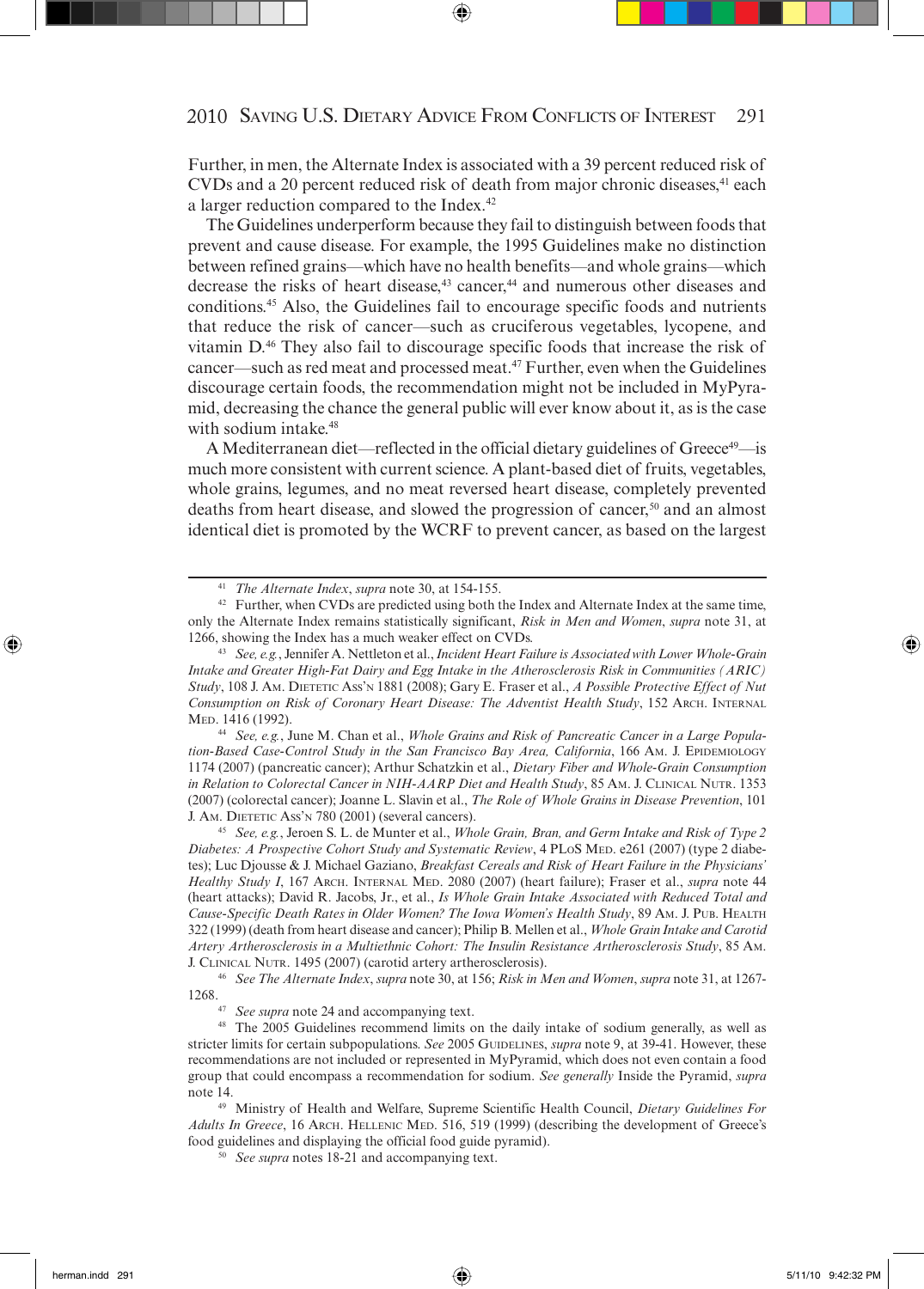Further, in men, the Alternate Index is associated with a 39 percent reduced risk of CVDs and a 20 percent reduced risk of death from major chronic diseases,[41] each a larger reduction compared to the Index.[42]

The Guidelines underperform because they fail to distinguish between foods that prevent and cause disease. For example, the 1995 Guidelines make no distinction between refined grains—which have no health benefits—and whole grains—which decrease the risks of heart disease,[43] cancer,[44] and numerous other diseases and conditions.[45] Also, the Guidelines fail to encourage specific foods and nutrients that reduce the risk of cancer—such as cruciferous vegetables, lycopene, and vitamin D.[46] They also fail to discourage specific foods that increase the risk of cancer—such as red meat and processed meat.[47] Further, even when the Guidelines discourage certain foods, the recommendation might not be included in MyPyramid, decreasing the chance the general public will ever know about it, as is the case with sodium intake.[48]

A Mediterranean diet—reflected in the official dietary guidelines of Greece[49]—is much more consistent with current science. A plant-based diet of fruits, vegetables, whole grains, legumes, and no meat reversed heart disease, completely prevented deaths from heart disease, and slowed the progression of cancer,[50] and an almost identical diet is promoted by the WCRF to prevent cancer, as based on the largest

---

[41] *The Alternate Index*, *supra* note 30, at 154-155.

[42] Further, when CVDs are predicted using both the Index and Alternate Index at the same time, only the Alternate Index remains statistically significant, *Risk in Men and Women*, *supra* note 31, at 1266, showing the Index has a much weaker effect on CVDs.

[43] *See, e.g.*, Jennifer A. Nettleton et al., *Incident Heart Failure is Associated with Lower Whole-Grain Intake and Greater High-Fat Dairy and Egg Intake in the Atherosclerosis Risk in Communities (ARIC) Study*, 108 J. Am. Dietetic Ass'n 1881 (2008); Gary E. Fraser et al., *A Possible Protective Effect of Nut Consumption on Risk of Coronary Heart Disease: The Adventist Health Study*, 152 Arch. Internal Med. 1416 (1992).

[44] *See, e.g.*, June M. Chan et al., *Whole Grains and Risk of Pancreatic Cancer in a Large Population-Based Case-Control Study in the San Francisco Bay Area, California*, 166 Am. J. Epidemiology 1174 (2007) (pancreatic cancer); Arthur Schatzkin et al., *Dietary Fiber and Whole-Grain Consumption in Relation to Colorectal Cancer in NIH-AARP Diet and Health Study*, 85 Am. J. Clinical Nutr. 1353 (2007) (colorectal cancer); Joanne L. Slavin et al., *The Role of Whole Grains in Disease Prevention*, 101 J. Am. Dietetic Ass'n 780 (2001) (several cancers).

[45] *See, e.g.*, Jeroen S. L. de Munter et al., *Whole Grain, Bran, and Germ Intake and Risk of Type 2 Diabetes: A Prospective Cohort Study and Systematic Review*, 4 PLoS Med. e261 (2007) (type 2 diabetes); Luc Djousse & J. Michael Gaziano, *Breakfast Cereals and Risk of Heart Failure in the Physicians' Healthy Study I*, 167 Arch. Internal Med. 2080 (2007) (heart failure); Fraser et al., *supra* note 44 (heart attacks); David R. Jacobs, Jr., et al., *Is Whole Grain Intake Associated with Reduced Total and Cause-Specific Death Rates in Older Women? The Iowa Women's Health Study*, 89 Am. J. Pub. Health 322 (1999) (death from heart disease and cancer); Philip B. Mellen et al., *Whole Grain Intake and Carotid Artery Artherosclerosis in a Multiethnic Cohort: The Insulin Resistance Artherosclerosis Study*, 85 Am. J. Clinical Nutr. 1495 (2007) (carotid artery artherosclerosis).

[46] *See The Alternate Index*, *supra* note 30, at 156; *Risk in Men and Women*, *supra* note 31, at 1267-1268.

[47] *See supra* note 24 and accompanying text.

[48] The 2005 Guidelines recommend limits on the daily intake of sodium generally, as well as stricter limits for certain subpopulations. *See* 2005 Guidelines, *supra* note 9, at 39-41. However, these recommendations are not included or represented in MyPyramid, which does not even contain a food group that could encompass a recommendation for sodium. *See generally* Inside the Pyramid, *supra* note 14.

[49] Ministry of Health and Welfare, Supreme Scientific Health Council, *Dietary Guidelines For Adults In Greece*, 16 Arch. Hellenic Med. 516, 519 (1999) (describing the development of Greece's food guidelines and displaying the official food guide pyramid).

[50] *See supra* notes 18-21 and accompanying text.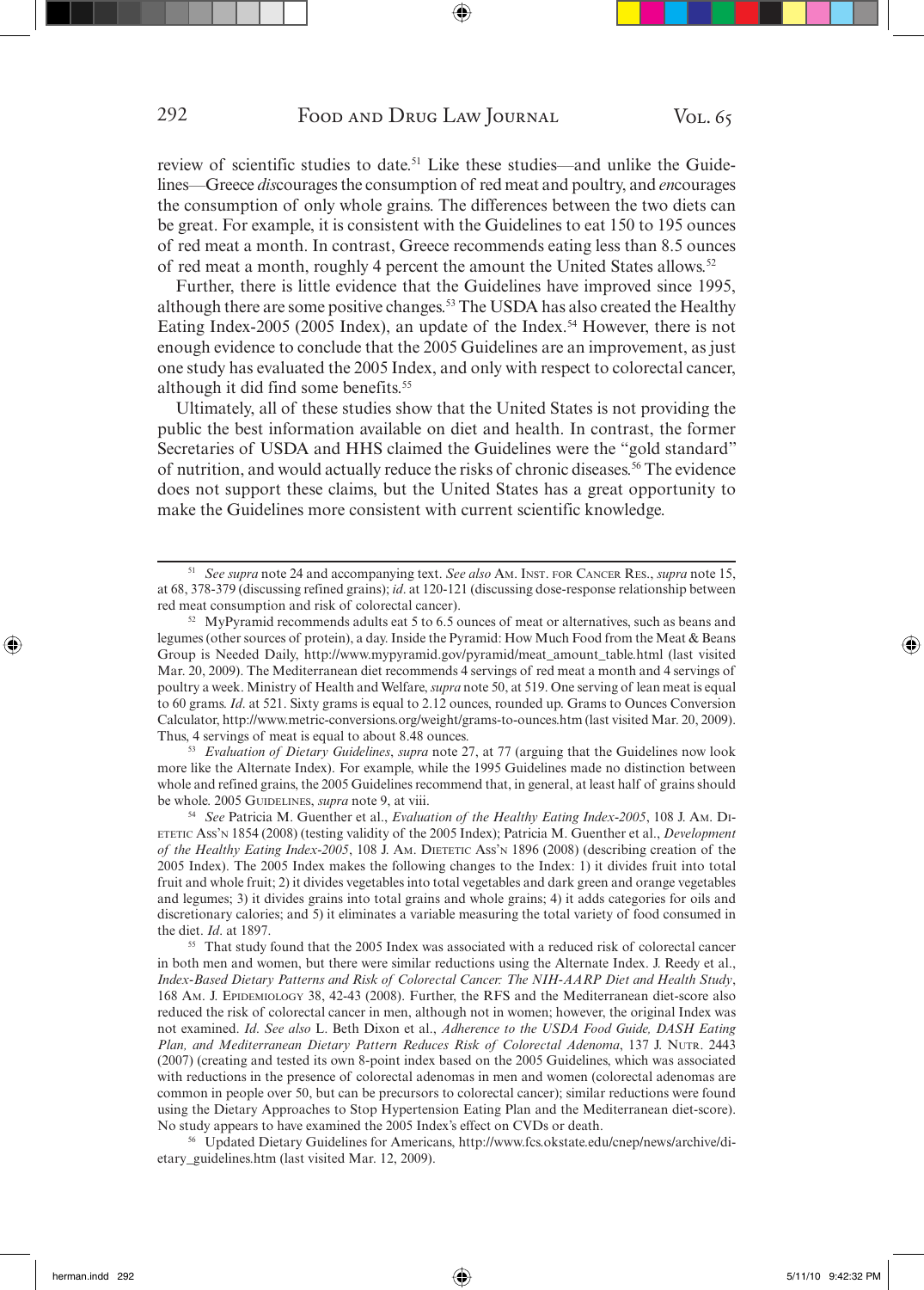review of scientific studies to date.[51] Like these studies—and unlike the Guidelines—Greece *dis*courages the consumption of red meat and poultry, and *en*courages the consumption of only whole grains. The differences between the two diets can be great. For example, it is consistent with the Guidelines to eat 150 to 195 ounces of red meat a month. In contrast, Greece recommends eating less than 8.5 ounces of red meat a month, roughly 4 percent the amount the United States allows.[52]

Further, there is little evidence that the Guidelines have improved since 1995, although there are some positive changes.[53] The USDA has also created the Healthy Eating Index-2005 (2005 Index), an update of the Index.[54] However, there is not enough evidence to conclude that the 2005 Guidelines are an improvement, as just one study has evaluated the 2005 Index, and only with respect to colorectal cancer, although it did find some benefits.[55]

Ultimately, all of these studies show that the United States is not providing the public the best information available on diet and health. In contrast, the former Secretaries of USDA and HHS claimed the Guidelines were the "gold standard" of nutrition, and would actually reduce the risks of chronic diseases.[56] The evidence does not support these claims, but the United States has a great opportunity to make the Guidelines more consistent with current scientific knowledge.

---

[51] *See supra* note 24 and accompanying text. *See also* Am. Inst. for Cancer Res., *supra* note 15, at 68, 378-379 (discussing refined grains); *id*. at 120-121 (discussing dose-response relationship between red meat consumption and risk of colorectal cancer).

[52] MyPyramid recommends adults eat 5 to 6.5 ounces of meat or alternatives, such as beans and legumes (other sources of protein), a day. Inside the Pyramid: How Much Food from the Meat & Beans Group is Needed Daily, http://www.mypyramid.gov/pyramid/meat_amount_table.html (last visited Mar. 20, 2009). The Mediterranean diet recommends 4 servings of red meat a month and 4 servings of poultry a week. Ministry of Health and Welfare, *supra* note 50, at 519. One serving of lean meat is equal to 60 grams. *Id*. at 521. Sixty grams is equal to 2.12 ounces, rounded up. Grams to Ounces Conversion Calculator, http://www.metric-conversions.org/weight/grams-to-ounces.htm (last visited Mar. 20, 2009). Thus, 4 servings of meat is equal to about 8.48 ounces.

[53] *Evaluation of Dietary Guidelines*, *supra* note 27, at 77 (arguing that the Guidelines now look more like the Alternate Index). For example, while the 1995 Guidelines made no distinction between whole and refined grains, the 2005 Guidelines recommend that, in general, at least half of grains should be whole. 2005 Guidelines, *supra* note 9, at viii.

[54] *See* Patricia M. Guenther et al., *Evaluation of the Healthy Eating Index-2005*, 108 J. Am. Dietetic Ass'n 1854 (2008) (testing validity of the 2005 Index); Patricia M. Guenther et al., *Development of the Healthy Eating Index-2005*, 108 J. Am. Dietetic Ass'n 1896 (2008) (describing creation of the 2005 Index). The 2005 Index makes the following changes to the Index: 1) it divides fruit into total fruit and whole fruit; 2) it divides vegetables into total vegetables and dark green and orange vegetables and legumes; 3) it divides grains into total grains and whole grains; 4) it adds categories for oils and discretionary calories; and 5) it eliminates a variable measuring the total variety of food consumed in the diet. *Id*. at 1897.

[55] That study found that the 2005 Index was associated with a reduced risk of colorectal cancer in both men and women, but there were similar reductions using the Alternate Index. J. Reedy et al., *Index-Based Dietary Patterns and Risk of Colorectal Cancer: The NIH-AARP Diet and Health Study*, 168 Am. J. Epidemiology 38, 42-43 (2008). Further, the RFS and the Mediterranean diet-score also reduced the risk of colorectal cancer in men, although not in women; however, the original Index was not examined. *Id*. *See also* L. Beth Dixon et al., *Adherence to the USDA Food Guide, DASH Eating Plan, and Mediterranean Dietary Pattern Reduces Risk of Colorectal Adenoma*, 137 J. Nutr. 2443 (2007) (creating and tested its own 8-point index based on the 2005 Guidelines, which was associated with reductions in the presence of colorectal adenomas in men and women (colorectal adenomas are common in people over 50, but can be precursors to colorectal cancer); similar reductions were found using the Dietary Approaches to Stop Hypertension Eating Plan and the Mediterranean diet-score). No study appears to have examined the 2005 Index's effect on CVDs or death.

[56] Updated Dietary Guidelines for Americans, http://www.fcs.okstate.edu/cnep/news/archive/dietary_guidelines.htm (last visited Mar. 12, 2009).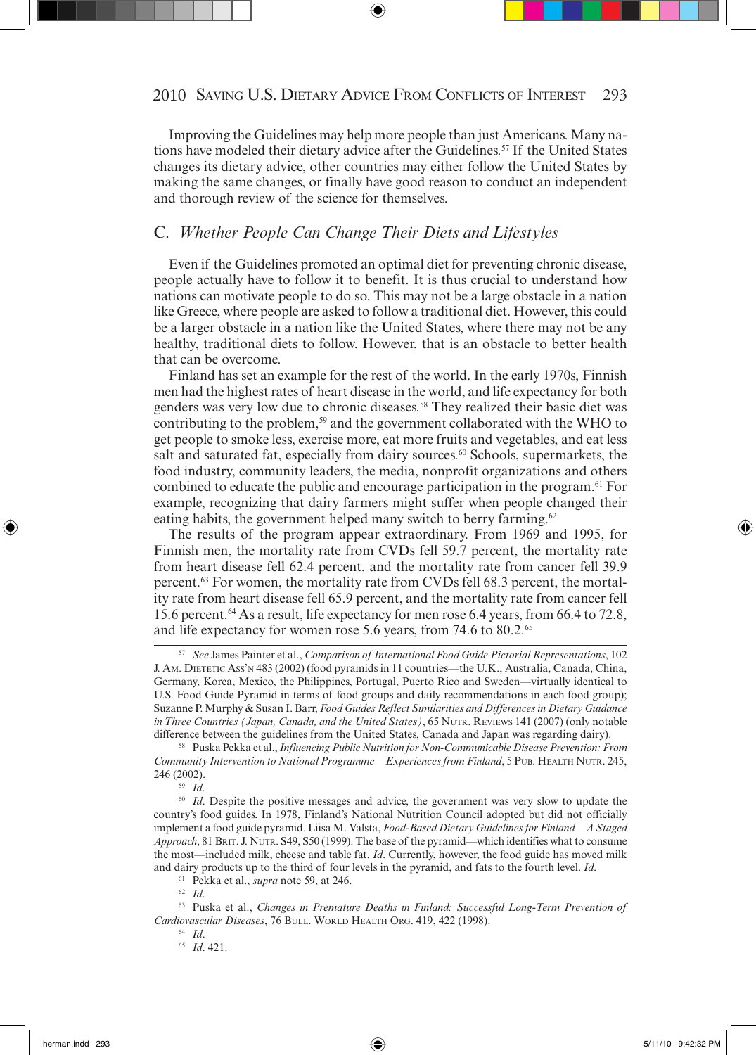Improving the Guidelines may help more people than just Americans. Many nations have modeled their dietary advice after the Guidelines.[57] If the United States changes its dietary advice, other countries may either follow the United States by making the same changes, or finally have good reason to conduct an independent and thorough review of the science for themselves.

## C. *Whether People Can Change Their Diets and Lifestyles*

Even if the Guidelines promoted an optimal diet for preventing chronic disease, people actually have to follow it to benefit. It is thus crucial to understand how nations can motivate people to do so. This may not be a large obstacle in a nation like Greece, where people are asked to follow a traditional diet. However, this could be a larger obstacle in a nation like the United States, where there may not be any healthy, traditional diets to follow. However, that is an obstacle to better health that can be overcome.

Finland has set an example for the rest of the world. In the early 1970s, Finnish men had the highest rates of heart disease in the world, and life expectancy for both genders was very low due to chronic diseases.[58] They realized their basic diet was contributing to the problem,[59] and the government collaborated with the WHO to get people to smoke less, exercise more, eat more fruits and vegetables, and eat less salt and saturated fat, especially from dairy sources.[60] Schools, supermarkets, the food industry, community leaders, the media, nonprofit organizations and others combined to educate the public and encourage participation in the program.[61] For example, recognizing that dairy farmers might suffer when people changed their eating habits, the government helped many switch to berry farming.[62]

The results of the program appear extraordinary. From 1969 and 1995, for Finnish men, the mortality rate from CVDs fell 59.7 percent, the mortality rate from heart disease fell 62.4 percent, and the mortality rate from cancer fell 39.9 percent.[63] For women, the mortality rate from CVDs fell 68.3 percent, the mortality rate from heart disease fell 65.9 percent, and the mortality rate from cancer fell 15.6 percent.[64] As a result, life expectancy for men rose 6.4 years, from 66.4 to 72.8, and life expectancy for women rose 5.6 years, from 74.6 to 80.2.[65]

---

[57] *See* James Painter et al., *Comparison of International Food Guide Pictorial Representations*, 102 J. Am. Dietetic Ass'n 483 (2002) (food pyramids in 11 countries—the U.K., Australia, Canada, China, Germany, Korea, Mexico, the Philippines, Portugal, Puerto Rico and Sweden—virtually identical to U.S. Food Guide Pyramid in terms of food groups and daily recommendations in each food group); Suzanne P. Murphy & Susan I. Barr, *Food Guides Reflect Similarities and Differences in Dietary Guidance in Three Countries (Japan, Canada, and the United States)*, 65 Nutr. Reviews 141 (2007) (only notable difference between the guidelines from the United States, Canada and Japan was regarding dairy).

[58] Puska Pekka et al., *Influencing Public Nutrition for Non-Communicable Disease Prevention: From Community Intervention to National Programme—Experiences from Finland*, 5 Pub. Health Nutr. 245, 246 (2002).

[59] *Id*.

[60] *Id*. Despite the positive messages and advice, the government was very slow to update the country's food guides. In 1978, Finland's National Nutrition Council adopted but did not officially implement a food guide pyramid. Liisa M. Valsta, *Food-Based Dietary Guidelines for Finland—A Staged Approach*, 81 Brit. J. Nutr. S49, S50 (1999). The base of the pyramid—which identifies what to consume the most—included milk, cheese and table fat. *Id*. Currently, however, the food guide has moved milk and dairy products up to the third of four levels in the pyramid, and fats to the fourth level. *Id*.

[61] Pekka et al., *supra* note 59, at 246.

[62] *Id*.

[63] Puska et al., *Changes in Premature Deaths in Finland: Successful Long-Term Prevention of Cardiovascular Diseases*, 76 Bull. World Health Org. 419, 422 (1998).

[64] *Id*.

[65] *Id*. 421.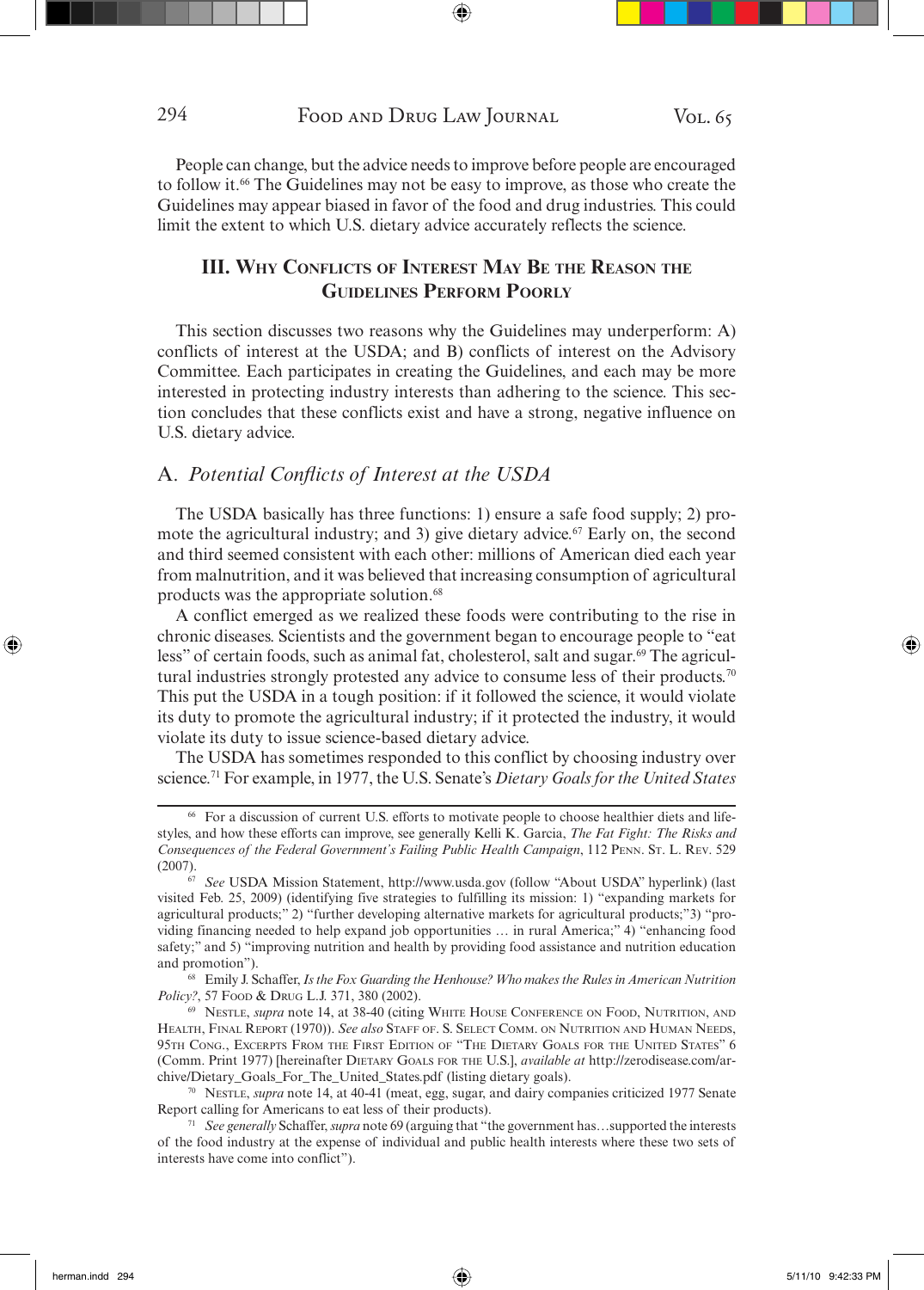People can change, but the advice needs to improve before people are encouraged to follow it.[66] The Guidelines may not be easy to improve, as those who create the Guidelines may appear biased in favor of the food and drug industries. This could limit the extent to which U.S. dietary advice accurately reflects the science.

## III. Why Conflicts of Interest May Be the Reason the Guidelines Perform Poorly

This section discusses two reasons why the Guidelines may underperform: A) conflicts of interest at the USDA; and B) conflicts of interest on the Advisory Committee. Each participates in creating the Guidelines, and each may be more interested in protecting industry interests than adhering to the science. This section concludes that these conflicts exist and have a strong, negative influence on U.S. dietary advice.

### A. *Potential Conflicts of Interest at the USDA*

The USDA basically has three functions: 1) ensure a safe food supply; 2) promote the agricultural industry; and 3) give dietary advice.[67] Early on, the second and third seemed consistent with each other: millions of American died each year from malnutrition, and it was believed that increasing consumption of agricultural products was the appropriate solution.[68]

A conflict emerged as we realized these foods were contributing to the rise in chronic diseases. Scientists and the government began to encourage people to "eat less" of certain foods, such as animal fat, cholesterol, salt and sugar.[69] The agricultural industries strongly protested any advice to consume less of their products.[70] This put the USDA in a tough position: if it followed the science, it would violate its duty to promote the agricultural industry; if it protected the industry, it would violate its duty to issue science-based dietary advice.

The USDA has sometimes responded to this conflict by choosing industry over science.[71] For example, in 1977, the U.S. Senate's *Dietary Goals for the United States*

---

[66] For a discussion of current U.S. efforts to motivate people to choose healthier diets and lifestyles, and how these efforts can improve, see generally Kelli K. Garcia, *The Fat Fight: The Risks and Consequences of the Federal Government's Failing Public Health Campaign*, 112 Penn. St. L. Rev. 529 (2007).

[67] *See* USDA Mission Statement, http://www.usda.gov (follow "About USDA" hyperlink) (last visited Feb. 25, 2009) (identifying five strategies to fulfilling its mission: 1) "expanding markets for agricultural products;" 2) "further developing alternative markets for agricultural products;" 3) "providing financing needed to help expand job opportunities … in rural America;" 4) "enhancing food safety;" and 5) "improving nutrition and health by providing food assistance and nutrition education and promotion").

[68] Emily J. Schaffer, *Is the Fox Guarding the Henhouse? Who makes the Rules in American Nutrition Policy?*, 57 Food & Drug L.J. 371, 380 (2002).

[69] Nestle, *supra* note 14, at 38-40 (citing White House Conference on Food, Nutrition, and Health, Final Report (1970)). *See also* Staff of. S. Select Comm. on Nutrition and Human Needs, 95th Cong., Excerpts From the First Edition of "The Dietary Goals for the United States" 6 (Comm. Print 1977) [hereinafter Dietary Goals for the U.S.], *available at* http://zerodisease.com/archive/Dietary_Goals_For_The_United_States.pdf (listing dietary goals).

[70] Nestle, *supra* note 14, at 40-41 (meat, egg, sugar, and dairy companies criticized 1977 Senate Report calling for Americans to eat less of their products).

[71] *See generally* Schaffer, *supra* note 69 (arguing that "the government has…supported the interests of the food industry at the expense of individual and public health interests where these two sets of interests have come into conflict").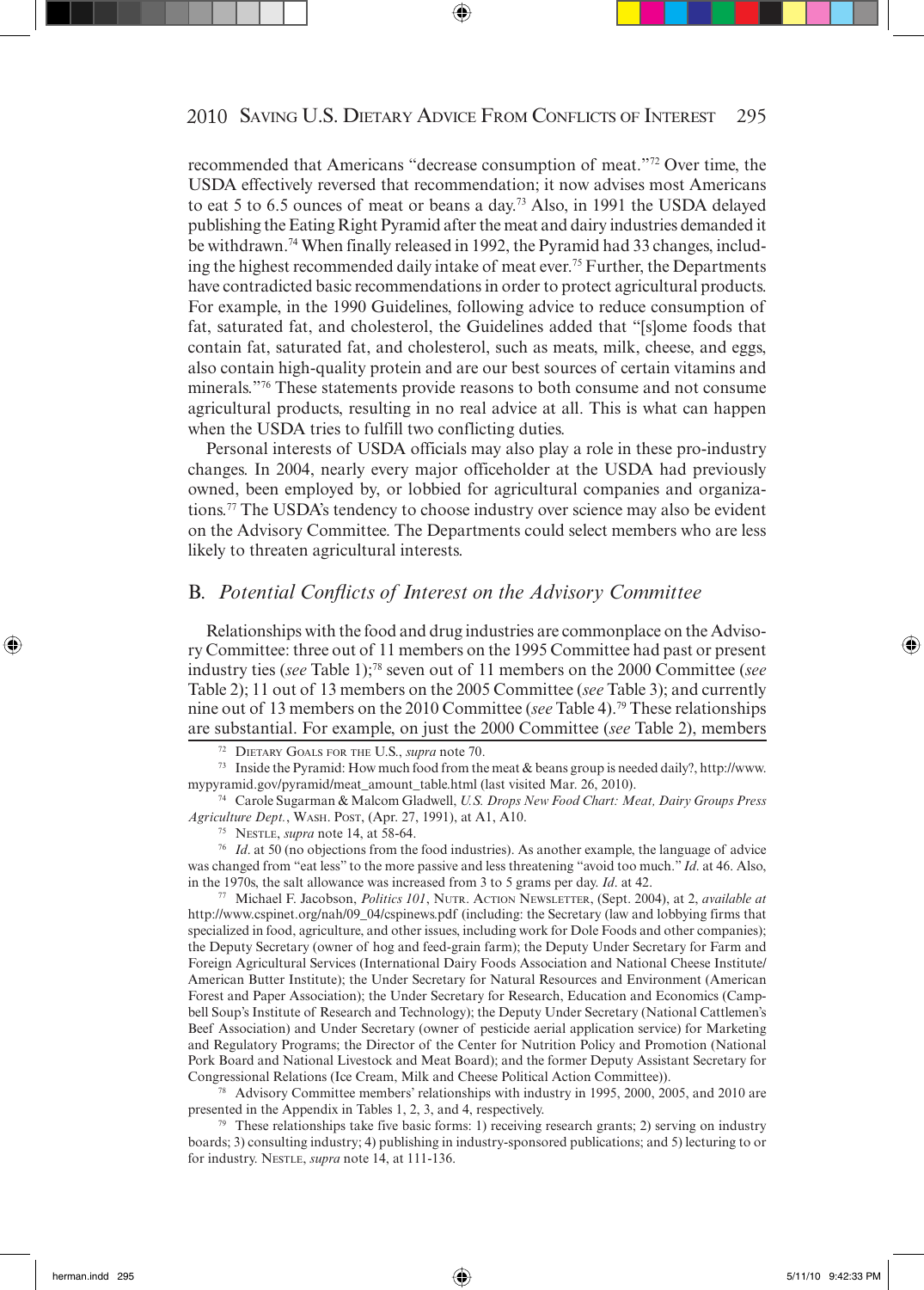recommended that Americans "decrease consumption of meat."[72] Over time, the USDA effectively reversed that recommendation; it now advises most Americans to eat 5 to 6.5 ounces of meat or beans a day.[73] Also, in 1991 the USDA delayed publishing the Eating Right Pyramid after the meat and dairy industries demanded it be withdrawn.[74] When finally released in 1992, the Pyramid had 33 changes, including the highest recommended daily intake of meat ever.[75] Further, the Departments have contradicted basic recommendations in order to protect agricultural products. For example, in the 1990 Guidelines, following advice to reduce consumption of fat, saturated fat, and cholesterol, the Guidelines added that "[s]ome foods that contain fat, saturated fat, and cholesterol, such as meats, milk, cheese, and eggs, also contain high-quality protein and are our best sources of certain vitamins and minerals."[76] These statements provide reasons to both consume and not consume agricultural products, resulting in no real advice at all. This is what can happen when the USDA tries to fulfill two conflicting duties.

Personal interests of USDA officials may also play a role in these pro-industry changes. In 2004, nearly every major officeholder at the USDA had previously owned, been employed by, or lobbied for agricultural companies and organizations.[77] The USDA's tendency to choose industry over science may also be evident on the Advisory Committee. The Departments could select members who are less likely to threaten agricultural interests.

## B. *Potential Conflicts of Interest on the Advisory Committee*

Relationships with the food and drug industries are commonplace on the Advisory Committee: three out of 11 members on the 1995 Committee had past or present industry ties (*see* Table 1);[78] seven out of 11 members on the 2000 Committee (*see* Table 2); 11 out of 13 members on the 2005 Committee (*see* Table 3); and currently nine out of 13 members on the 2010 Committee (*see* Table 4).[79] These relationships are substantial. For example, on just the 2000 Committee (*see* Table 2), members

---

[72] Dietary Goals for the U.S., *supra* note 70.

[73] Inside the Pyramid: How much food from the meat & beans group is needed daily?, http://www.mypyramid.gov/pyramid/meat_amount_table.html (last visited Mar. 26, 2010).

[74] Carole Sugarman & Malcom Gladwell, *U.S. Drops New Food Chart: Meat, Dairy Groups Press Agriculture Dept.*, Wash. Post, (Apr. 27, 1991), at A1, A10.

[75] Nestle, *supra* note 14, at 58-64.

[76] *Id*. at 50 (no objections from the food industries). As another example, the language of advice was changed from "eat less" to the more passive and less threatening "avoid too much." *Id*. at 46. Also, in the 1970s, the salt allowance was increased from 3 to 5 grams per day. *Id*. at 42.

[77] Michael F. Jacobson, *Politics 101*, Nutr. Action Newsletter, (Sept. 2004), at 2, *available at* http://www.cspinet.org/nah/09_04/cspinews.pdf (including: the Secretary (law and lobbying firms that specialized in food, agriculture, and other issues, including work for Dole Foods and other companies); the Deputy Secretary (owner of hog and feed-grain farm); the Deputy Under Secretary for Farm and Foreign Agricultural Services (International Dairy Foods Association and National Cheese Institute/American Butter Institute); the Under Secretary for Natural Resources and Environment (American Forest and Paper Association); the Under Secretary for Research, Education and Economics (Campbell Soup's Institute of Research and Technology); the Deputy Under Secretary (National Cattlemen's Beef Association) and Under Secretary (owner of pesticide aerial application service) for Marketing and Regulatory Programs; the Director of the Center for Nutrition Policy and Promotion (National Pork Board and National Livestock and Meat Board); and the former Deputy Assistant Secretary for Congressional Relations (Ice Cream, Milk and Cheese Political Action Committee)).

[78] Advisory Committee members' relationships with industry in 1995, 2000, 2005, and 2010 are presented in the Appendix in Tables 1, 2, 3, and 4, respectively.

[79] These relationships take five basic forms: 1) receiving research grants; 2) serving on industry boards; 3) consulting industry; 4) publishing in industry-sponsored publications; and 5) lecturing to or for industry. Nestle, *supra* note 14, at 111-136.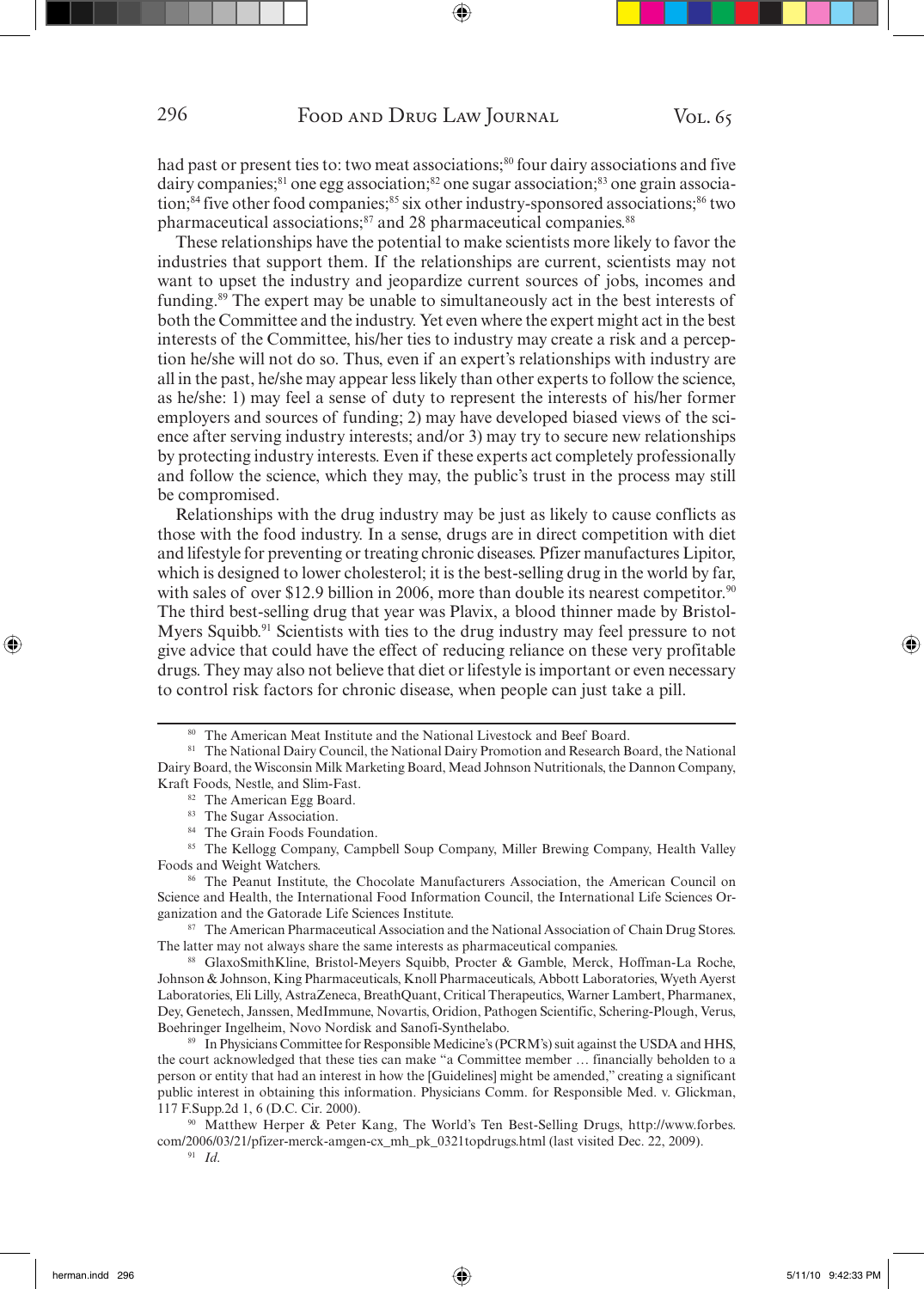had past or present ties to: two meat associations;[80] four dairy associations and five dairy companies;[81] one egg association;[82] one sugar association;[83] one grain association;[84] five other food companies;[85] six other industry-sponsored associations;[86] two pharmaceutical associations;[87] and 28 pharmaceutical companies.[88]

These relationships have the potential to make scientists more likely to favor the industries that support them. If the relationships are current, scientists may not want to upset the industry and jeopardize current sources of jobs, incomes and funding.[89] The expert may be unable to simultaneously act in the best interests of both the Committee and the industry. Yet even where the expert might act in the best interests of the Committee, his/her ties to industry may create a risk and a perception he/she will not do so. Thus, even if an expert's relationships with industry are all in the past, he/she may appear less likely than other experts to follow the science, as he/she: 1) may feel a sense of duty to represent the interests of his/her former employers and sources of funding; 2) may have developed biased views of the science after serving industry interests; and/or 3) may try to secure new relationships by protecting industry interests. Even if these experts act completely professionally and follow the science, which they may, the public's trust in the process may still be compromised.

Relationships with the drug industry may be just as likely to cause conflicts as those with the food industry. In a sense, drugs are in direct competition with diet and lifestyle for preventing or treating chronic diseases. Pfizer manufactures Lipitor, which is designed to lower cholesterol; it is the best-selling drug in the world by far, with sales of over $12.9 billion in 2006, more than double its nearest competitor.[90] The third best-selling drug that year was Plavix, a blood thinner made by Bristol-Myers Squibb.[91] Scientists with ties to the drug industry may feel pressure to not give advice that could have the effect of reducing reliance on these very profitable drugs. They may also not believe that diet or lifestyle is important or even necessary to control risk factors for chronic disease, when people can just take a pill.

---

[80] The American Meat Institute and the National Livestock and Beef Board.

[81] The National Dairy Council, the National Dairy Promotion and Research Board, the National Dairy Board, the Wisconsin Milk Marketing Board, Mead Johnson Nutritionals, the Dannon Company, Kraft Foods, Nestle, and Slim-Fast.

[82] The American Egg Board.

[83] The Sugar Association.

[84] The Grain Foods Foundation.

[85] The Kellogg Company, Campbell Soup Company, Miller Brewing Company, Health Valley Foods and Weight Watchers.

[86] The Peanut Institute, the Chocolate Manufacturers Association, the American Council on Science and Health, the International Food Information Council, the International Life Sciences Organization and the Gatorade Life Sciences Institute.

[87] The American Pharmaceutical Association and the National Association of Chain Drug Stores. The latter may not always share the same interests as pharmaceutical companies.

[88] GlaxoSmithKline, Bristol-Meyers Squibb, Procter & Gamble, Merck, Hoffman-La Roche, Johnson & Johnson, King Pharmaceuticals, Knoll Pharmaceuticals, Abbott Laboratories, Wyeth Ayerst Laboratories, Eli Lilly, AstraZeneca, BreathQuant, Critical Therapeutics, Warner Lambert, Pharmanex, Dey, Genetech, Janssen, MedImmune, Novartis, Oridion, Pathogen Scientific, Schering-Plough, Verus, Boehringer Ingelheim, Novo Nordisk and Sanofi-Synthelabo.

[89] In Physicians Committee for Responsible Medicine's (PCRM's) suit against the USDA and HHS, the court acknowledged that these ties can make "a Committee member … financially beholden to a person or entity that had an interest in how the [Guidelines] might be amended," creating a significant public interest in obtaining this information. Physicians Comm. for Responsible Med. v. Glickman, 117 F.Supp.2d 1, 6 (D.C. Cir. 2000).

[90] Matthew Herper & Peter Kang, The World's Ten Best-Selling Drugs, http://www.forbes.com/2006/03/21/pfizer-merck-amgen-cx_mh_pk_0321topdrugs.html (last visited Dec. 22, 2009).

[91] *Id.*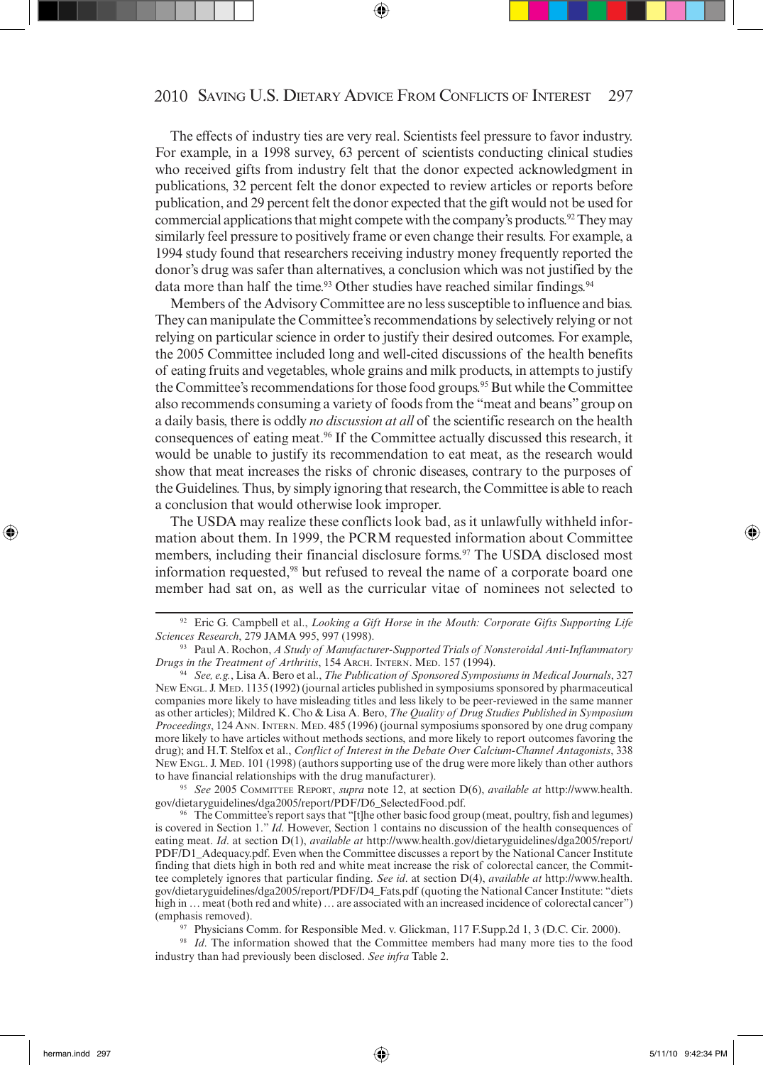The effects of industry ties are very real. Scientists feel pressure to favor industry. For example, in a 1998 survey, 63 percent of scientists conducting clinical studies who received gifts from industry felt that the donor expected acknowledgment in publications, 32 percent felt the donor expected to review articles or reports before publication, and 29 percent felt the donor expected that the gift would not be used for commercial applications that might compete with the company's products.[92] They may similarly feel pressure to positively frame or even change their results. For example, a 1994 study found that researchers receiving industry money frequently reported the donor's drug was safer than alternatives, a conclusion which was not justified by the data more than half the time.[93] Other studies have reached similar findings.[94]

Members of the Advisory Committee are no less susceptible to influence and bias. They can manipulate the Committee's recommendations by selectively relying or not relying on particular science in order to justify their desired outcomes. For example, the 2005 Committee included long and well-cited discussions of the health benefits of eating fruits and vegetables, whole grains and milk products, in attempts to justify the Committee's recommendations for those food groups.[95] But while the Committee also recommends consuming a variety of foods from the "meat and beans" group on a daily basis, there is oddly *no discussion at all* of the scientific research on the health consequences of eating meat.[96] If the Committee actually discussed this research, it would be unable to justify its recommendation to eat meat, as the research would show that meat increases the risks of chronic diseases, contrary to the purposes of the Guidelines. Thus, by simply ignoring that research, the Committee is able to reach a conclusion that would otherwise look improper.

The USDA may realize these conflicts look bad, as it unlawfully withheld information about them. In 1999, the PCRM requested information about Committee members, including their financial disclosure forms.[97] The USDA disclosed most information requested,[98] but refused to reveal the name of a corporate board one member had sat on, as well as the curricular vitae of nominees not selected to

---

[92] Eric G. Campbell et al., *Looking a Gift Horse in the Mouth: Corporate Gifts Supporting Life Sciences Research*, 279 JAMA 995, 997 (1998).

[93] Paul A. Rochon, *A Study of Manufacturer-Supported Trials of Nonsteroidal Anti-Inflammatory Drugs in the Treatment of Arthritis*, 154 Arch. Intern. Med. 157 (1994).

[94] *See, e.g.*, Lisa A. Bero et al., *The Publication of Sponsored Symposiums in Medical Journals*, 327 New Engl. J. Med. 1135 (1992) (journal articles published in symposiums sponsored by pharmaceutical companies more likely to have misleading titles and less likely to be peer-reviewed in the same manner as other articles); Mildred K. Cho & Lisa A. Bero, *The Quality of Drug Studies Published in Symposium Proceedings*, 124 Ann. Intern. Med. 485 (1996) (journal symposiums sponsored by one drug company more likely to have articles without methods sections, and more likely to report outcomes favoring the drug); and H.T. Stelfox et al., *Conflict of Interest in the Debate Over Calcium-Channel Antagonists*, 338 New Engl. J. Med. 101 (1998) (authors supporting use of the drug were more likely than other authors to have financial relationships with the drug manufacturer).

[95] *See* 2005 Committee Report, *supra* note 12, at section D(6), *available at* http://www.health.gov/dietaryguidelines/dga2005/report/PDF/D6_SelectedFood.pdf.

[96] The Committee's report says that "[t]he other basic food group (meat, poultry, fish and legumes) is covered in Section 1." *Id*. However, Section 1 contains no discussion of the health consequences of eating meat. *Id*. at section D(1), *available at* http://www.health.gov/dietaryguidelines/dga2005/report/PDF/D1_Adequacy.pdf. Even when the Committee discusses a report by the National Cancer Institute finding that diets high in both red and white meat increase the risk of colorectal cancer, the Committee completely ignores that particular finding. *See id*. at section D(4), *available at* http://www.health.gov/dietaryguidelines/dga2005/report/PDF/D4_Fats.pdf (quoting the National Cancer Institute: "diets high in … meat (both red and white) … are associated with an increased incidence of colorectal cancer") (emphasis removed).

[97] Physicians Comm. for Responsible Med. v. Glickman, 117 F.Supp.2d 1, 3 (D.C. Cir. 2000).

[98] *Id*. The information showed that the Committee members had many more ties to the food industry than had previously been disclosed. *See infra* Table 2.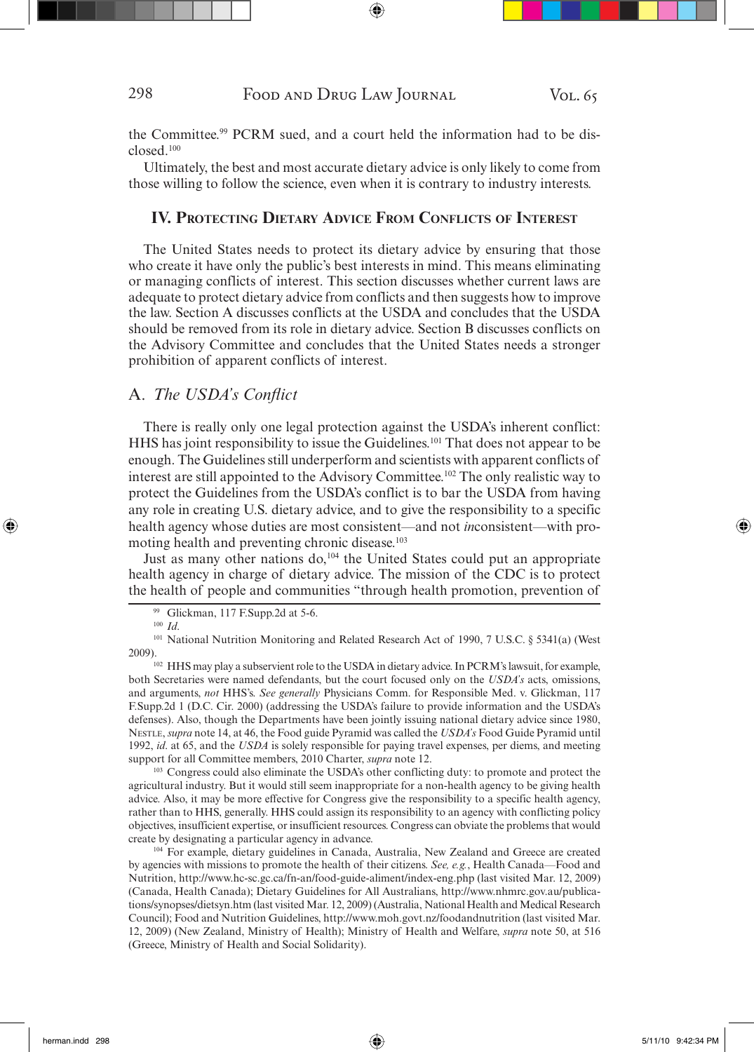the Committee.[99] PCRM sued, and a court held the information had to be disclosed.[100]

Ultimately, the best and most accurate dietary advice is only likely to come from those willing to follow the science, even when it is contrary to industry interests.

## IV. Protecting Dietary Advice From Conflicts of Interest

The United States needs to protect its dietary advice by ensuring that those who create it have only the public's best interests in mind. This means eliminating or managing conflicts of interest. This section discusses whether current laws are adequate to protect dietary advice from conflicts and then suggests how to improve the law. Section A discusses conflicts at the USDA and concludes that the USDA should be removed from its role in dietary advice. Section B discusses conflicts on the Advisory Committee and concludes that the United States needs a stronger prohibition of apparent conflicts of interest.

### A. *The USDA's Conflict*

There is really only one legal protection against the USDA's inherent conflict: HHS has joint responsibility to issue the Guidelines.[101] That does not appear to be enough. The Guidelines still underperform and scientists with apparent conflicts of interest are still appointed to the Advisory Committee.[102] The only realistic way to protect the Guidelines from the USDA's conflict is to bar the USDA from having any role in creating U.S. dietary advice, and to give the responsibility to a specific health agency whose duties are most consistent—and not *in*consistent—with promoting health and preventing chronic disease.[103]

Just as many other nations do,[104] the United States could put an appropriate health agency in charge of dietary advice. The mission of the CDC is to protect the health of people and communities "through health promotion, prevention of

---

[99] Glickman, 117 F.Supp.2d at 5-6.

[100] *Id*.

[101] National Nutrition Monitoring and Related Research Act of 1990, 7 U.S.C. § 5341(a) (West 2009).

[102] HHS may play a subservient role to the USDA in dietary advice. In PCRM's lawsuit, for example, both Secretaries were named defendants, but the court focused only on the *USDA's* acts, omissions, and arguments, *not* HHS's. *See generally* Physicians Comm. for Responsible Med. v. Glickman, 117 F.Supp.2d 1 (D.C. Cir. 2000) (addressing the USDA's failure to provide information and the USDA's defenses). Also, though the Departments have been jointly issuing national dietary advice since 1980, Nestle, *supra* note 14, at 46, the Food guide Pyramid was called the *USDA's* Food Guide Pyramid until 1992, *id*. at 65, and the *USDA* is solely responsible for paying travel expenses, per diems, and meeting support for all Committee members, 2010 Charter, *supra* note 12.

[103] Congress could also eliminate the USDA's other conflicting duty: to promote and protect the agricultural industry. But it would still seem inappropriate for a non-health agency to be giving health advice. Also, it may be more effective for Congress give the responsibility to a specific health agency, rather than to HHS, generally. HHS could assign its responsibility to an agency with conflicting policy objectives, insufficient expertise, or insufficient resources. Congress can obviate the problems that would create by designating a particular agency in advance.

[104] For example, dietary guidelines in Canada, Australia, New Zealand and Greece are created by agencies with missions to promote the health of their citizens. *See, e.g.*, Health Canada—Food and Nutrition, http://www.hc-sc.gc.ca/fn-an/food-guide-aliment/index-eng.php (last visited Mar. 12, 2009) (Canada, Health Canada); Dietary Guidelines for All Australians, http://www.nhmrc.gov.au/publications/synopses/dietsyn.htm (last visited Mar. 12, 2009) (Australia, National Health and Medical Research Council); Food and Nutrition Guidelines, http://www.moh.govt.nz/foodandnutrition (last visited Mar. 12, 2009) (New Zealand, Ministry of Health); Ministry of Health and Welfare, *supra* note 50, at 516 (Greece, Ministry of Health and Social Solidarity).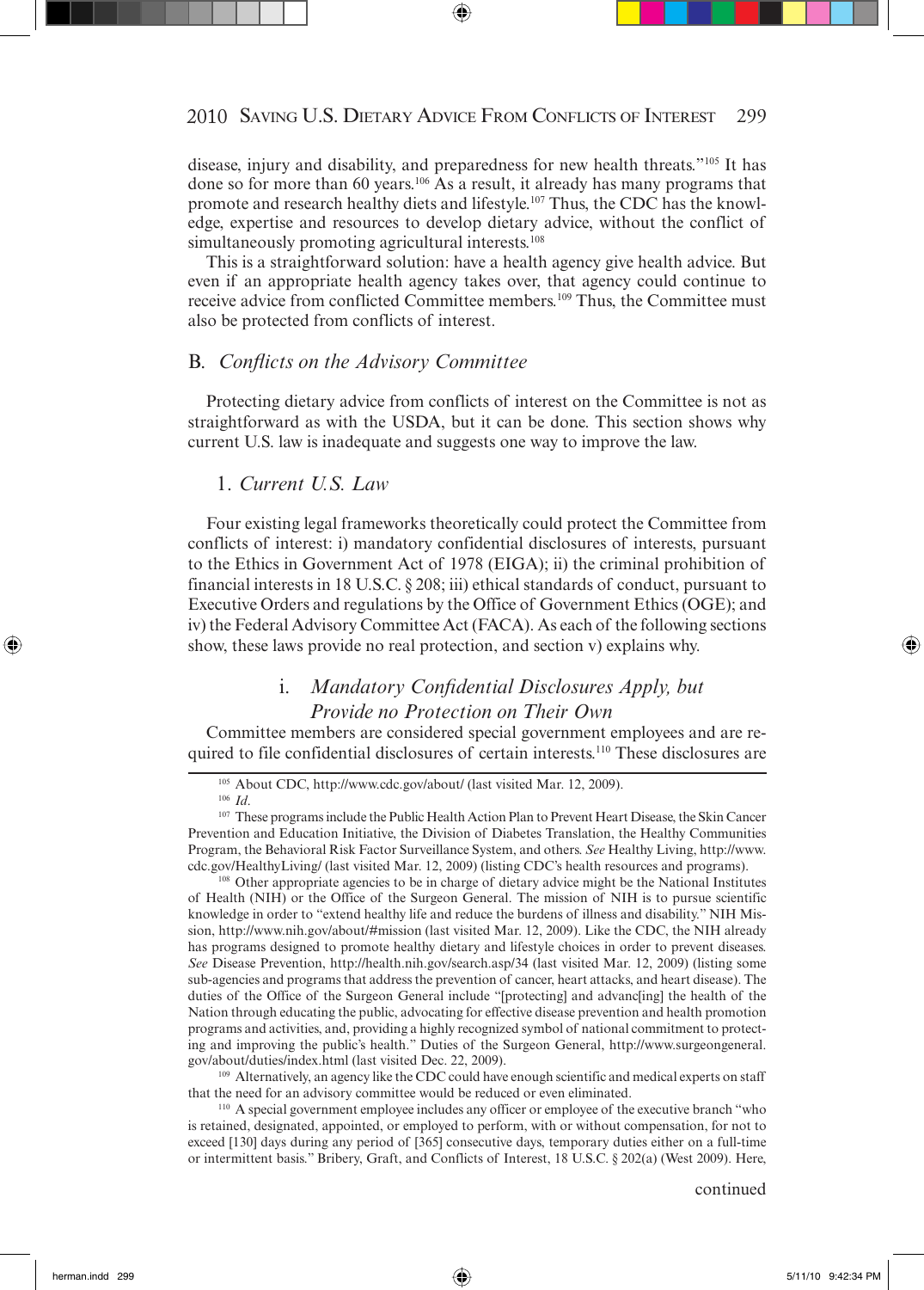disease, injury and disability, and preparedness for new health threats."[105] It has done so for more than 60 years.[106] As a result, it already has many programs that promote and research healthy diets and lifestyle.[107] Thus, the CDC has the knowledge, expertise and resources to develop dietary advice, without the conflict of simultaneously promoting agricultural interests.[108]

This is a straightforward solution: have a health agency give health advice. But even if an appropriate health agency takes over, that agency could continue to receive advice from conflicted Committee members.[109] Thus, the Committee must also be protected from conflicts of interest.

## B. *Conflicts on the Advisory Committee*

Protecting dietary advice from conflicts of interest on the Committee is not as straightforward as with the USDA, but it can be done. This section shows why current U.S. law is inadequate and suggests one way to improve the law.

### 1. *Current U.S. Law*

Four existing legal frameworks theoretically could protect the Committee from conflicts of interest: i) mandatory confidential disclosures of interests, pursuant to the Ethics in Government Act of 1978 (EIGA); ii) the criminal prohibition of financial interests in 18 U.S.C. § 208; iii) ethical standards of conduct, pursuant to Executive Orders and regulations by the Office of Government Ethics (OGE); and iv) the Federal Advisory Committee Act (FACA). As each of the following sections show, these laws provide no real protection, and section v) explains why.

#### i. *Mandatory Confidential Disclosures Apply, but Provide no Protection on Their Own*

Committee members are considered special government employees and are required to file confidential disclosures of certain interests.[110] These disclosures are

---

[105] About CDC, http://www.cdc.gov/about/ (last visited Mar. 12, 2009).

[106] *Id.*

[107] These programs include the Public Health Action Plan to Prevent Heart Disease, the Skin Cancer Prevention and Education Initiative, the Division of Diabetes Translation, the Healthy Communities Program, the Behavioral Risk Factor Surveillance System, and others. *See* Healthy Living, http://www.cdc.gov/HealthyLiving/ (last visited Mar. 12, 2009) (listing CDC's health resources and programs).

[108] Other appropriate agencies to be in charge of dietary advice might be the National Institutes of Health (NIH) or the Office of the Surgeon General. The mission of NIH is to pursue scientific knowledge in order to "extend healthy life and reduce the burdens of illness and disability." NIH Mission, http://www.nih.gov/about/#mission (last visited Mar. 12, 2009). Like the CDC, the NIH already has programs designed to promote healthy dietary and lifestyle choices in order to prevent diseases. *See* Disease Prevention, http://health.nih.gov/search.asp/34 (last visited Mar. 12, 2009) (listing some sub-agencies and programs that address the prevention of cancer, heart attacks, and heart disease). The duties of the Office of the Surgeon General include "[protecting] and advanc[ing] the health of the Nation through educating the public, advocating for effective disease prevention and health promotion programs and activities, and, providing a highly recognized symbol of national commitment to protecting and improving the public's health." Duties of the Surgeon General, http://www.surgeongeneral.gov/about/duties/index.html (last visited Dec. 22, 2009).

[109] Alternatively, an agency like the CDC could have enough scientific and medical experts on staff that the need for an advisory committee would be reduced or even eliminated.

[110] A special government employee includes any officer or employee of the executive branch "who is retained, designated, appointed, or employed to perform, with or without compensation, for not to exceed [130] days during any period of [365] consecutive days, temporary duties either on a full-time or intermittent basis." Bribery, Graft, and Conflicts of Interest, 18 U.S.C. § 202(a) (West 2009). Here,

continued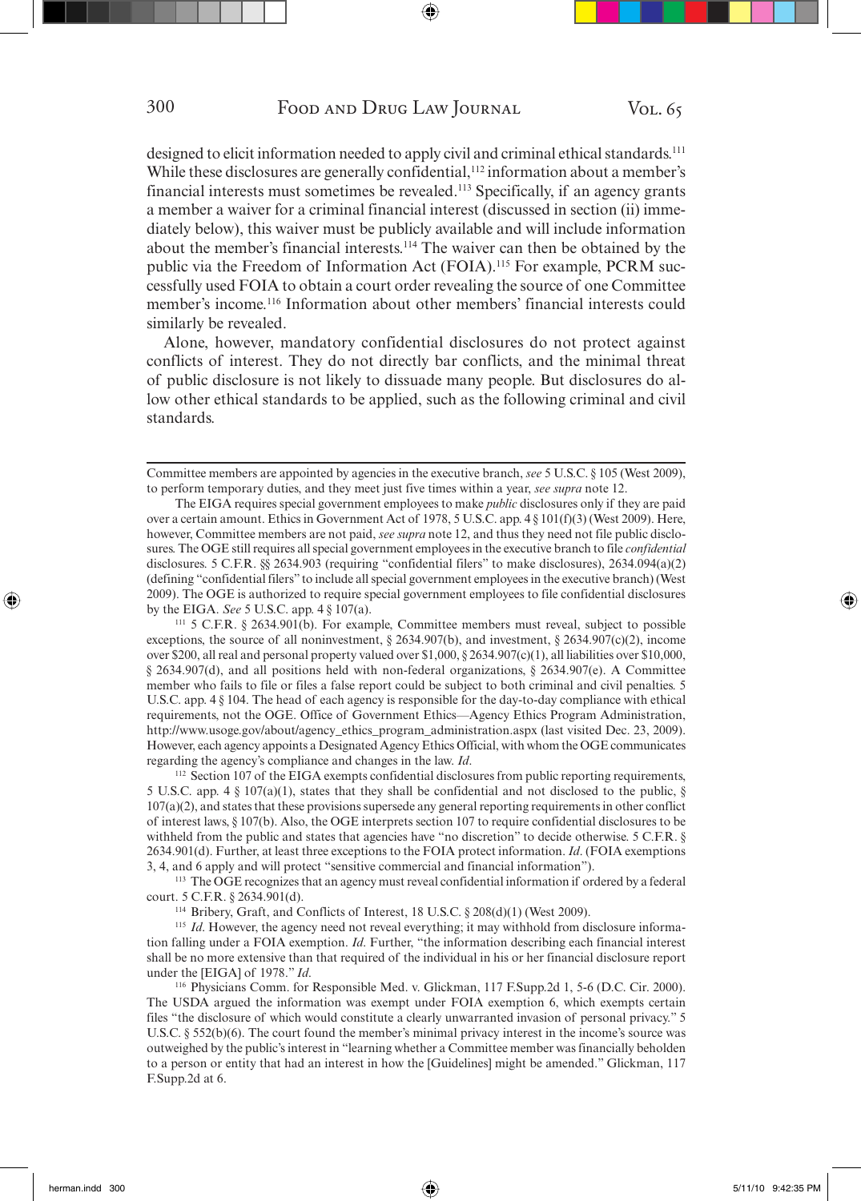designed to elicit information needed to apply civil and criminal ethical standards.[111] While these disclosures are generally confidential,[112] information about a member's financial interests must sometimes be revealed.[113] Specifically, if an agency grants a member a waiver for a criminal financial interest (discussed in section (ii) immediately below), this waiver must be publicly available and will include information about the member's financial interests.[114] The waiver can then be obtained by the public via the Freedom of Information Act (FOIA).[115] For example, PCRM successfully used FOIA to obtain a court order revealing the source of one Committee member's income.[116] Information about other members' financial interests could similarly be revealed.

Alone, however, mandatory confidential disclosures do not protect against conflicts of interest. They do not directly bar conflicts, and the minimal threat of public disclosure is not likely to dissuade many people. But disclosures do allow other ethical standards to be applied, such as the following criminal and civil standards.

---

Committee members are appointed by agencies in the executive branch, *see* 5 U.S.C. § 105 (West 2009), to perform temporary duties, and they meet just five times within a year, *see supra* note 12.

The EIGA requires special government employees to make *public* disclosures only if they are paid over a certain amount. Ethics in Government Act of 1978, 5 U.S.C. app. 4 § 101(f)(3) (West 2009). Here, however, Committee members are not paid, *see supra* note 12, and thus they need not file public disclosures. The OGE still requires all special government employees in the executive branch to file *confidential* disclosures. 5 C.F.R. §§ 2634.903 (requiring "confidential filers" to make disclosures), 2634.094(a)(2) (defining "confidential filers" to include all special government employees in the executive branch) (West 2009). The OGE is authorized to require special government employees to file confidential disclosures by the EIGA. *See* 5 U.S.C. app. 4 § 107(a).

[111] 5 C.F.R. § 2634.901(b). For example, Committee members must reveal, subject to possible exceptions, the source of all noninvestment, § 2634.907(b), and investment, § 2634.907(c)(2), income over $200, all real and personal property valued over $1,000, § 2634.907(c)(1), all liabilities over $10,000, § 2634.907(d), and all positions held with non-federal organizations, § 2634.907(e). A Committee member who fails to file or files a false report could be subject to both criminal and civil penalties. 5 U.S.C. app. 4 § 104. The head of each agency is responsible for the day-to-day compliance with ethical requirements, not the OGE. Office of Government Ethics—Agency Ethics Program Administration, http://www.usoge.gov/about/agency_ethics_program_administration.aspx (last visited Dec. 23, 2009). However, each agency appoints a Designated Agency Ethics Official, with whom the OGE communicates regarding the agency's compliance and changes in the law. *Id*.

[112] Section 107 of the EIGA exempts confidential disclosures from public reporting requirements, 5 U.S.C. app. 4 § 107(a)(1), states that they shall be confidential and not disclosed to the public, § 107(a)(2), and states that these provisions supersede any general reporting requirements in other conflict of interest laws, § 107(b). Also, the OGE interprets section 107 to require confidential disclosures to be withheld from the public and states that agencies have "no discretion" to decide otherwise. 5 C.F.R. § 2634.901(d). Further, at least three exceptions to the FOIA protect information. *Id*. (FOIA exemptions 3, 4, and 6 apply and will protect "sensitive commercial and financial information").

[113] The OGE recognizes that an agency must reveal confidential information if ordered by a federal court. 5 C.F.R. § 2634.901(d).

[114] Bribery, Graft, and Conflicts of Interest, 18 U.S.C. § 208(d)(1) (West 2009).

[115] *Id*. However, the agency need not reveal everything; it may withhold from disclosure information falling under a FOIA exemption. *Id*. Further, "the information describing each financial interest shall be no more extensive than that required of the individual in his or her financial disclosure report under the [EIGA] of 1978." *Id*.

[116] Physicians Comm. for Responsible Med. v. Glickman, 117 F.Supp.2d 1, 5-6 (D.C. Cir. 2000). The USDA argued the information was exempt under FOIA exemption 6, which exempts certain files "the disclosure of which would constitute a clearly unwarranted invasion of personal privacy." 5 U.S.C. § 552(b)(6). The court found the member's minimal privacy interest in the income's source was outweighed by the public's interest in "learning whether a Committee member was financially beholden to a person or entity that had an interest in how the [Guidelines] might be amended." Glickman, 117 F.Supp.2d at 6.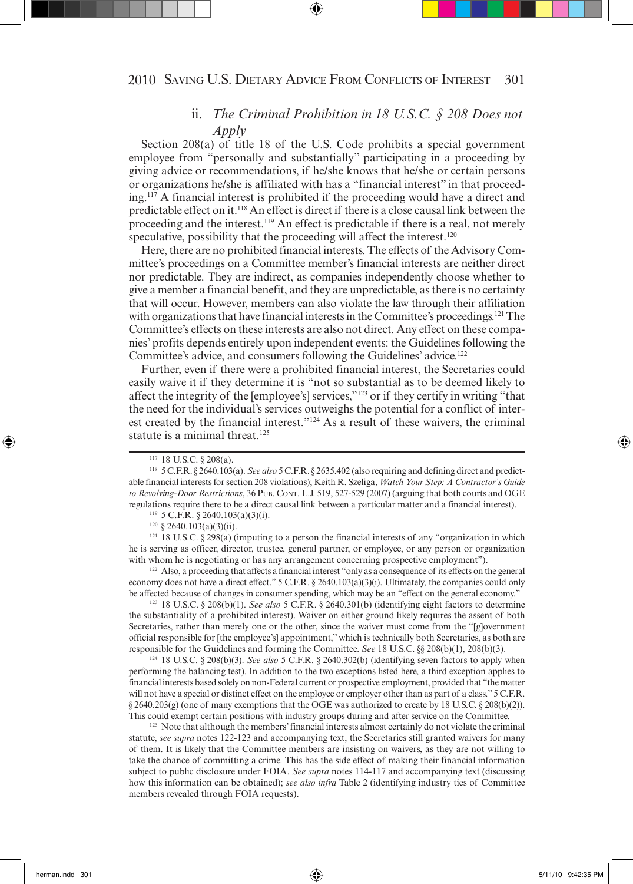### ii. *The Criminal Prohibition in 18 U.S.C. § 208 Does not Apply*

Section 208(a) of title 18 of the U.S. Code prohibits a special government employee from "personally and substantially" participating in a proceeding by giving advice or recommendations, if he/she knows that he/she or certain persons or organizations he/she is affiliated with has a "financial interest" in that proceeding.[117] A financial interest is prohibited if the proceeding would have a direct and predictable effect on it.[118] An effect is direct if there is a close causal link between the proceeding and the interest.[119] An effect is predictable if there is a real, not merely speculative, possibility that the proceeding will affect the interest.[120]

Here, there are no prohibited financial interests. The effects of the Advisory Committee's proceedings on a Committee member's financial interests are neither direct nor predictable. They are indirect, as companies independently choose whether to give a member a financial benefit, and they are unpredictable, as there is no certainty that will occur. However, members can also violate the law through their affiliation with organizations that have financial interests in the Committee's proceedings.[121] The Committee's effects on these interests are also not direct. Any effect on these companies' profits depends entirely upon independent events: the Guidelines following the Committee's advice, and consumers following the Guidelines' advice.[122]

Further, even if there were a prohibited financial interest, the Secretaries could easily waive it if they determine it is "not so substantial as to be deemed likely to affect the integrity of the [employee's] services,"[123] or if they certify in writing "that the need for the individual's services outweighs the potential for a conflict of interest created by the financial interest."[124] As a result of these waivers, the criminal statute is a minimal threat.[125]

---

[117] 18 U.S.C. § 208(a).

[118] 5 C.F.R. § 2640.103(a). *See also* 5 C.F.R. § 2635.402 (also requiring and defining direct and predictable financial interests for section 208 violations); Keith R. Szeliga, *Watch Your Step: A Contractor's Guide to Revolving-Door Restrictions*, 36 Pub. Cont. L.J. 519, 527-529 (2007) (arguing that both courts and OGE regulations require there to be a direct causal link between a particular matter and a financial interest).

[119] 5 C.F.R. § 2640.103(a)(3)(i).

[120] § 2640.103(a)(3)(ii).

[121] 18 U.S.C. § 298(a) (imputing to a person the financial interests of any "organization in which he is serving as officer, director, trustee, general partner, or employee, or any person or organization with whom he is negotiating or has any arrangement concerning prospective employment").

[122] Also, a proceeding that affects a financial interest "only as a consequence of its effects on the general economy does not have a direct effect." 5 C.F.R. § 2640.103(a)(3)(i). Ultimately, the companies could only be affected because of changes in consumer spending, which may be an "effect on the general economy."

[123] 18 U.S.C. § 208(b)(1). *See also* 5 C.F.R. § 2640.301(b) (identifying eight factors to determine the substantiality of a prohibited interest). Waiver on either ground likely requires the assent of both Secretaries, rather than merely one or the other, since the waiver must come from the "[g]overnment official responsible for [the employee's] appointment," which is technically both Secretaries, as both are responsible for the Guidelines and forming the Committee. *See* 18 U.S.C. §§ 208(b)(1), 208(b)(3).

[124] 18 U.S.C. § 208(b)(3). *See also* 5 C.F.R. § 2640.302(b) (identifying seven factors to apply when performing the balancing test). In addition to the two exceptions listed here, a third exception applies to financial interests based solely on non-Federal current or prospective employment, provided that "the matter will not have a special or distinct effect on the employee or employer other than as part of a class." 5 C.F.R. § 2640.203(g) (one of many exemptions that the OGE was authorized to create by 18 U.S.C. § 208(b)(2)). This could exempt certain positions with industry groups during and after service on the Committee.

[125] Note that although the members' financial interests almost certainly do not violate the criminal statute, *see supra* notes 122-123 and accompanying text, the Secretaries still granted waivers for many of them. It is likely that the Committee members are insisting on waivers, as they are not willing to take the chance of committing a crime. This has the side effect of making their financial information subject to public disclosure under FOIA. *See supra* notes 114-117 and accompanying text (discussing how this information can be obtained); *see also infra* Table 2 (identifying industry ties of Committee members revealed through FOIA requests).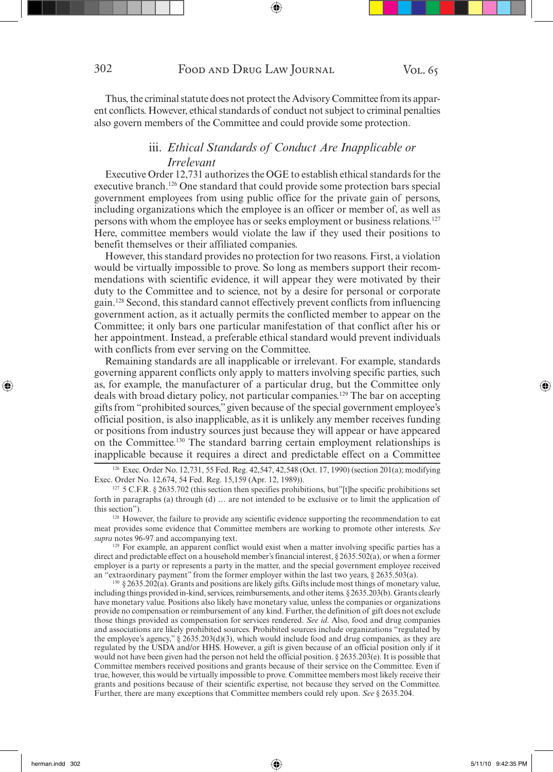Thus, the criminal statute does not protect the Advisory Committee from its apparent conflicts. However, ethical standards of conduct not subject to criminal penalties also govern members of the Committee and could provide some protection.

### iii. *Ethical Standards of Conduct Are Inapplicable or Irrelevant*

Executive Order 12,731 authorizes the OGE to establish ethical standards for the executive branch.[126] One standard that could provide some protection bars special government employees from using public office for the private gain of persons, including organizations which the employee is an officer or member of, as well as persons with whom the employee has or seeks employment or business relations.[127] Here, committee members would violate the law if they used their positions to benefit themselves or their affiliated companies.

However, this standard provides no protection for two reasons. First, a violation would be virtually impossible to prove. So long as members support their recommendations with scientific evidence, it will appear they were motivated by their duty to the Committee and to science, not by a desire for personal or corporate gain.[128] Second, this standard cannot effectively prevent conflicts from influencing government action, as it actually permits the conflicted member to appear on the Committee; it only bars one particular manifestation of that conflict after his or her appointment. Instead, a preferable ethical standard would prevent individuals with conflicts from ever serving on the Committee.

Remaining standards are all inapplicable or irrelevant. For example, standards governing apparent conflicts only apply to matters involving specific parties, such as, for example, the manufacturer of a particular drug, but the Committee only deals with broad dietary policy, not particular companies.[129] The bar on accepting gifts from "prohibited sources," given because of the special government employee's official position, is also inapplicable, as it is unlikely any member receives funding or positions from industry sources just because they will appear or have appeared on the Committee.[130] The standard barring certain employment relationships is inapplicable because it requires a direct and predictable effect on a Committee

---

[126] Exec. Order No. 12,731, 55 Fed. Reg. 42,547, 42,548 (Oct. 17, 1990) (section 201(a); modifying Exec. Order No. 12,674, 54 Fed. Reg. 15,159 (Apr. 12, 1989)).

[127] 5 C.F.R. § 2635.702 (this section then specifies prohibitions, but"[t]he specific prohibitions set forth in paragraphs (a) through (d) … are not intended to be exclusive or to limit the application of this section").

[128] However, the failure to provide any scientific evidence supporting the recommendation to eat meat provides some evidence that Committee members are working to promote other interests. *See supra* notes 96-97 and accompanying text.

[129] For example, an apparent conflict would exist when a matter involving specific parties has a direct and predictable effect on a household member's financial interest, § 2635.502(a), or when a former employer is a party or represents a party in the matter, and the special government employee received an "extraordinary payment" from the former employer within the last two years, § 2635.503(a).

[130] § 2635.202(a). Grants and positions are likely gifts. Gifts include most things of monetary value, including things provided in-kind, services, reimbursements, and other items. § 2635.203(b). Grants clearly have monetary value. Positions also likely have monetary value, unless the companies or organizations provide no compensation or reimbursement of any kind. Further, the definition of gift does not exclude those things provided as compensation for services rendered. *See id*. Also, food and drug companies and associations are likely prohibited sources. Prohibited sources include organizations "regulated by the employee's agency," § 2635.203(d)(3), which would include food and drug companies, as they are regulated by the USDA and/or HHS. However, a gift is given because of an official position only if it would not have been given had the person not held the official position. § 2635.203(e). It is possible that Committee members received positions and grants because of their service on the Committee. Even if true, however, this would be virtually impossible to prove. Committee members most likely receive their grants and positions because of their scientific expertise, not because they served on the Committee. Further, there are many exceptions that Committee members could rely upon. *See* § 2635.204.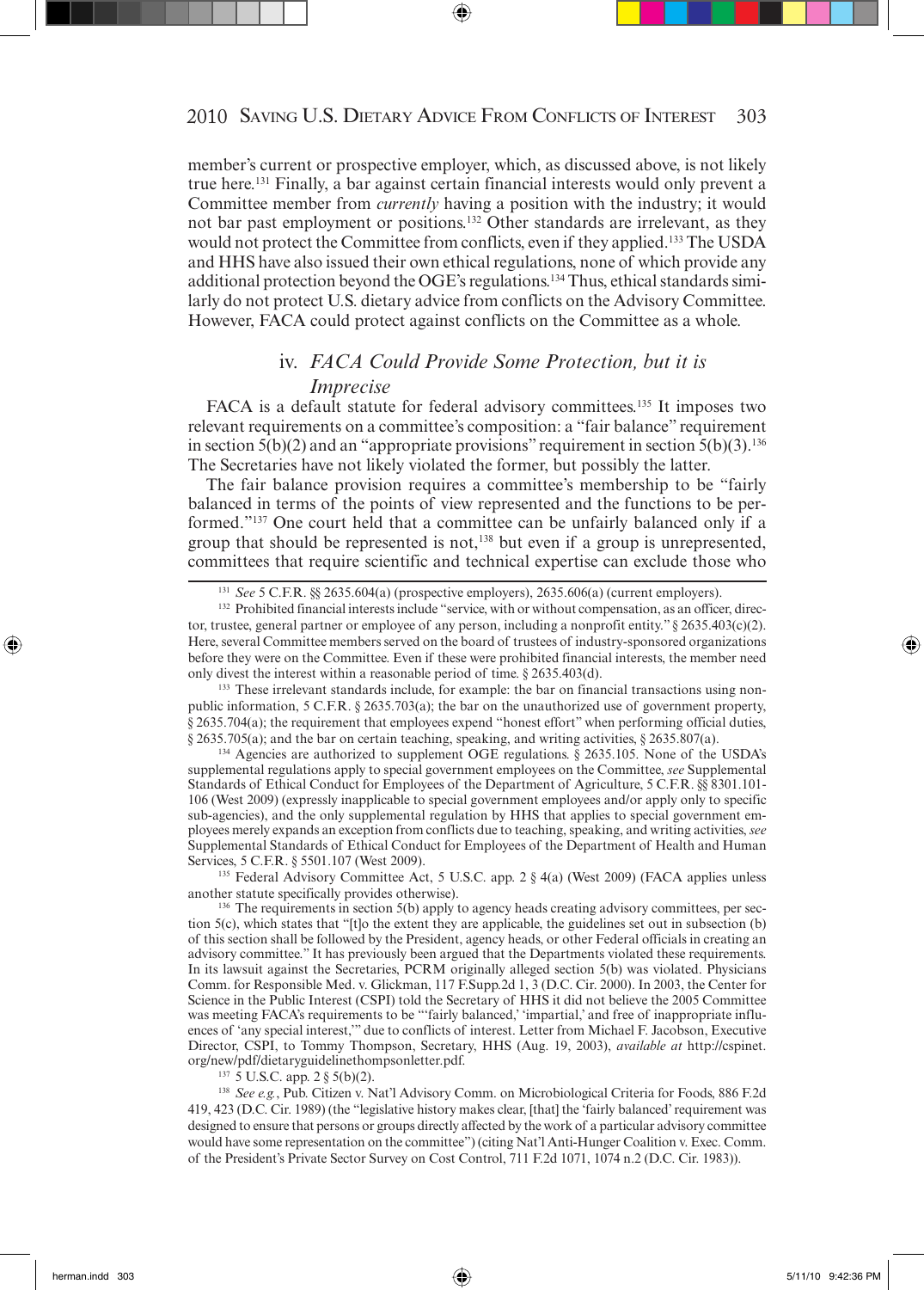member's current or prospective employer, which, as discussed above, is not likely true here.[131] Finally, a bar against certain financial interests would only prevent a Committee member from *currently* having a position with the industry; it would not bar past employment or positions.[132] Other standards are irrelevant, as they would not protect the Committee from conflicts, even if they applied.[133] The USDA and HHS have also issued their own ethical regulations, none of which provide any additional protection beyond the OGE's regulations.[134] Thus, ethical standards similarly do not protect U.S. dietary advice from conflicts on the Advisory Committee. However, FACA could protect against conflicts on the Committee as a whole.

#### iv. *FACA Could Provide Some Protection, but it is Imprecise*

FACA is a default statute for federal advisory committees.[135] It imposes two relevant requirements on a committee's composition: a "fair balance" requirement in section 5(b)(2) and an "appropriate provisions" requirement in section 5(b)(3).[136] The Secretaries have not likely violated the former, but possibly the latter.

The fair balance provision requires a committee's membership to be "fairly balanced in terms of the points of view represented and the functions to be performed."[137] One court held that a committee can be unfairly balanced only if a group that should be represented is not,[138] but even if a group is unrepresented, committees that require scientific and technical expertise can exclude those who

---

[131] *See* 5 C.F.R. §§ 2635.604(a) (prospective employers), 2635.606(a) (current employers).

[132] Prohibited financial interests include "service, with or without compensation, as an officer, director, trustee, general partner or employee of any person, including a nonprofit entity." § 2635.403(c)(2). Here, several Committee members served on the board of trustees of industry-sponsored organizations before they were on the Committee. Even if these were prohibited financial interests, the member need only divest the interest within a reasonable period of time. § 2635.403(d).

[133] These irrelevant standards include, for example: the bar on financial transactions using non-public information, 5 C.F.R. § 2635.703(a); the bar on the unauthorized use of government property, § 2635.704(a); the requirement that employees expend "honest effort" when performing official duties, § 2635.705(a); and the bar on certain teaching, speaking, and writing activities, § 2635.807(a).

[134] Agencies are authorized to supplement OGE regulations. § 2635.105. None of the USDA's supplemental regulations apply to special government employees on the Committee, *see* Supplemental Standards of Ethical Conduct for Employees of the Department of Agriculture, 5 C.F.R. §§ 8301.101-106 (West 2009) (expressly inapplicable to special government employees and/or apply only to specific sub-agencies), and the only supplemental regulation by HHS that applies to special government employees merely expands an exception from conflicts due to teaching, speaking, and writing activities, *see* Supplemental Standards of Ethical Conduct for Employees of the Department of Health and Human Services, 5 C.F.R. § 5501.107 (West 2009).

[135] Federal Advisory Committee Act, 5 U.S.C. app. 2 § 4(a) (West 2009) (FACA applies unless another statute specifically provides otherwise).

[136] The requirements in section 5(b) apply to agency heads creating advisory committees, per section 5(c), which states that "[t]o the extent they are applicable, the guidelines set out in subsection (b) of this section shall be followed by the President, agency heads, or other Federal officials in creating an advisory committee." It has previously been argued that the Departments violated these requirements. In its lawsuit against the Secretaries, PCRM originally alleged section 5(b) was violated. Physicians Comm. for Responsible Med. v. Glickman, 117 F.Supp.2d 1, 3 (D.C. Cir. 2000). In 2003, the Center for Science in the Public Interest (CSPI) told the Secretary of HHS it did not believe the 2005 Committee was meeting FACA's requirements to be "'fairly balanced,' 'impartial,' and free of inappropriate influences of 'any special interest,'" due to conflicts of interest. Letter from Michael F. Jacobson, Executive Director, CSPI, to Tommy Thompson, Secretary, HHS (Aug. 19, 2003), *available at* http://cspinet.org/new/pdf/dietaryguidelinethompsonletter.pdf.

[137] 5 U.S.C. app. 2 § 5(b)(2).

[138] *See e.g.*, Pub. Citizen v. Nat'l Advisory Comm. on Microbiological Criteria for Foods, 886 F.2d 419, 423 (D.C. Cir. 1989) (the "legislative history makes clear, [that] the 'fairly balanced' requirement was designed to ensure that persons or groups directly affected by the work of a particular advisory committee would have some representation on the committee") (citing Nat'l Anti-Hunger Coalition v. Exec. Comm. of the President's Private Sector Survey on Cost Control, 711 F.2d 1071, 1074 n.2 (D.C. Cir. 1983)).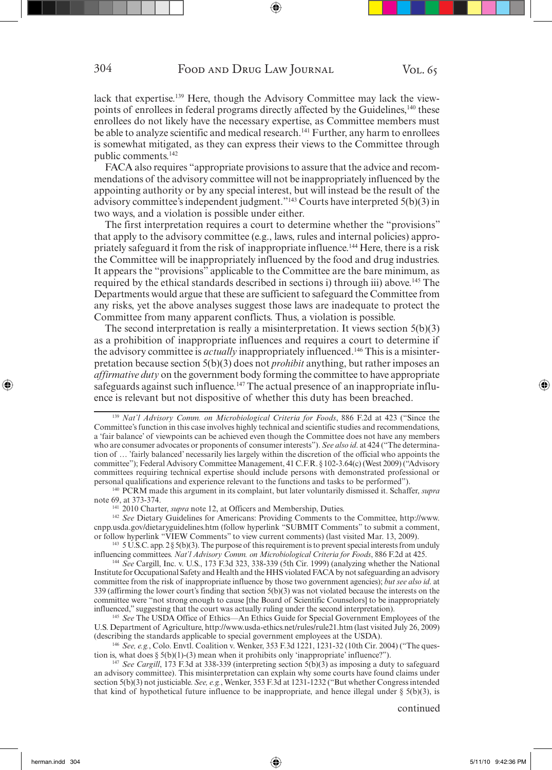lack that expertise.[139] Here, though the Advisory Committee may lack the viewpoints of enrollees in federal programs directly affected by the Guidelines,[140] these enrollees do not likely have the necessary expertise, as Committee members must be able to analyze scientific and medical research.[141] Further, any harm to enrollees is somewhat mitigated, as they can express their views to the Committee through public comments.[142]

FACA also requires "appropriate provisions to assure that the advice and recommendations of the advisory committee will not be inappropriately influenced by the appointing authority or by any special interest, but will instead be the result of the advisory committee's independent judgment."[143] Courts have interpreted 5(b)(3) in two ways, and a violation is possible under either.

The first interpretation requires a court to determine whether the "provisions" that apply to the advisory committee (e.g., laws, rules and internal policies) appropriately safeguard it from the risk of inappropriate influence.[144] Here, there is a risk the Committee will be inappropriately influenced by the food and drug industries. It appears the "provisions" applicable to the Committee are the bare minimum, as required by the ethical standards described in sections i) through iii) above.[145] The Departments would argue that these are sufficient to safeguard the Committee from any risks, yet the above analyses suggest those laws are inadequate to protect the Committee from many apparent conflicts. Thus, a violation is possible.

The second interpretation is really a misinterpretation. It views section 5(b)(3) as a prohibition of inappropriate influences and requires a court to determine if the advisory committee is *actually* inappropriately influenced.[146] This is a misinterpretation because section 5(b)(3) does not *prohibit* anything, but rather imposes an *affirmative duty* on the government body forming the committee to have appropriate safeguards against such influence.[147] The actual presence of an inappropriate influence is relevant but not dispositive of whether this duty has been breached.

---

[139] *Nat'l Advisory Comm. on Microbiological Criteria for Foods*, 886 F.2d at 423 ("Since the Committee's function in this case involves highly technical and scientific studies and recommendations, a 'fair balance' of viewpoints can be achieved even though the Committee does not have any members who are consumer advocates or proponents of consumer interests"). *See also id.* at 424 ("The determination of … 'fairly balanced' necessarily lies largely within the discretion of the official who appoints the committee"); Federal Advisory Committee Management, 41 C.F.R. § 102-3.64(c) (West 2009) ("Advisory committees requiring technical expertise should include persons with demonstrated professional or personal qualifications and experience relevant to the functions and tasks to be performed").

[140] PCRM made this argument in its complaint, but later voluntarily dismissed it. Schaffer, *supra* note 69, at 373-374.

[141] 2010 Charter, *supra* note 12, at Officers and Membership, Duties.

[142] *See* Dietary Guidelines for Americans: Providing Comments to the Committee, http://www.cnpp.usda.gov/dietaryguidelines.htm (follow hyperlink "SUBMIT Comments" to submit a comment, or follow hyperlink "VIEW Comments" to view current comments) (last visited Mar. 13, 2009).

[143] 5 U.S.C. app. 2 § 5(b)(3). The purpose of this requirement is to prevent special interests from unduly influencing committees. *Nat'l Advisory Comm. on Microbiological Criteria for Foods*, 886 F.2d at 425.

[144] *See* Cargill, Inc. v. U.S., 173 F.3d 323, 338-339 (5th Cir. 1999) (analyzing whether the National Institute for Occupational Safety and Health and the HHS violated FACA by not safeguarding an advisory committee from the risk of inappropriate influence by those two government agencies); *but see also id*. at 339 (affirming the lower court's finding that section 5(b)(3) was not violated because the interests on the committee were "not strong enough to cause [the Board of Scientific Counselors] to be inappropriately influenced," suggesting that the court was actually ruling under the second interpretation).

[145] *See* The USDA Office of Ethics—An Ethics Guide for Special Government Employees of the U.S. Department of Agriculture, http://www.usda-ethics.net/rules/rule21.htm (last visited July 26, 2009) (describing the standards applicable to special government employees at the USDA).

[146] *See, e.g.*, Colo. Envtl. Coalition v. Wenker, 353 F.3d 1221, 1231-32 (10th Cir. 2004) ("The question is, what does § 5(b)(1)-(3) mean when it prohibits only 'inappropriate' influence?").

[147] *See Cargill*, 173 F.3d at 338-339 (interpreting section 5(b)(3) as imposing a duty to safeguard an advisory committee). This misinterpretation can explain why some courts have found claims under section 5(b)(3) not justiciable. *See, e.g.*, Wenker, 353 F.3d at 1231-1232 ("But whether Congress intended that kind of hypothetical future influence to be inappropriate, and hence illegal under § 5(b)(3), is

continued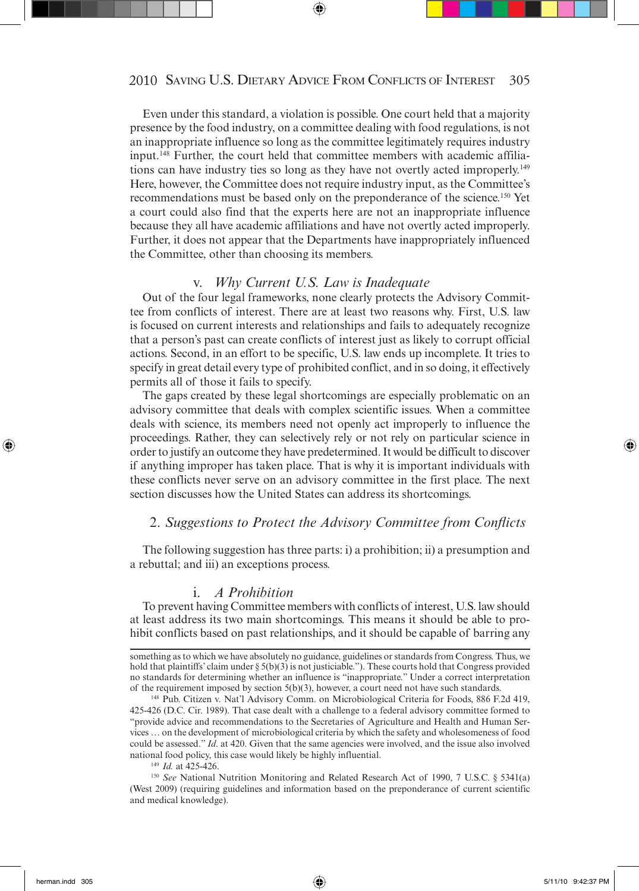Even under this standard, a violation is possible. One court held that a majority presence by the food industry, on a committee dealing with food regulations, is not an inappropriate influence so long as the committee legitimately requires industry input.[148] Further, the court held that committee members with academic affiliations can have industry ties so long as they have not overtly acted improperly.[149] Here, however, the Committee does not require industry input, as the Committee's recommendations must be based only on the preponderance of the science.[150] Yet a court could also find that the experts here are not an inappropriate influence because they all have academic affiliations and have not overtly acted improperly. Further, it does not appear that the Departments have inappropriately influenced the Committee, other than choosing its members.

#### v. *Why Current U.S. Law is Inadequate*

Out of the four legal frameworks, none clearly protects the Advisory Committee from conflicts of interest. There are at least two reasons why. First, U.S. law is focused on current interests and relationships and fails to adequately recognize that a person's past can create conflicts of interest just as likely to corrupt official actions. Second, in an effort to be specific, U.S. law ends up incomplete. It tries to specify in great detail every type of prohibited conflict, and in so doing, it effectively permits all of those it fails to specify.

The gaps created by these legal shortcomings are especially problematic on an advisory committee that deals with complex scientific issues. When a committee deals with science, its members need not openly act improperly to influence the proceedings. Rather, they can selectively rely or not rely on particular science in order to justify an outcome they have predetermined. It would be difficult to discover if anything improper has taken place. That is why it is important individuals with these conflicts never serve on an advisory committee in the first place. The next section discusses how the United States can address its shortcomings.

### 2. *Suggestions to Protect the Advisory Committee from Conflicts*

The following suggestion has three parts: i) a prohibition; ii) a presumption and a rebuttal; and iii) an exceptions process.

#### i. *A Prohibition*

To prevent having Committee members with conflicts of interest, U.S. law should at least address its two main shortcomings. This means it should be able to prohibit conflicts based on past relationships, and it should be capable of barring any

---

something as to which we have absolutely no guidance, guidelines or standards from Congress. Thus, we hold that plaintiffs' claim under § 5(b)(3) is not justiciable."). These courts hold that Congress provided no standards for determining whether an influence is "inappropriate." Under a correct interpretation of the requirement imposed by section 5(b)(3), however, a court need not have such standards.

[148] Pub. Citizen v. Nat'l Advisory Comm. on Microbiological Criteria for Foods, 886 F.2d 419, 425-426 (D.C. Cir. 1989). That case dealt with a challenge to a federal advisory committee formed to "provide advice and recommendations to the Secretaries of Agriculture and Health and Human Services … on the development of microbiological criteria by which the safety and wholesomeness of food could be assessed." *Id*. at 420. Given that the same agencies were involved, and the issue also involved national food policy, this case would likely be highly influential.

[149] *Id.* at 425-426.

[150] *See* National Nutrition Monitoring and Related Research Act of 1990, 7 U.S.C. § 5341(a) (West 2009) (requiring guidelines and information based on the preponderance of current scientific and medical knowledge).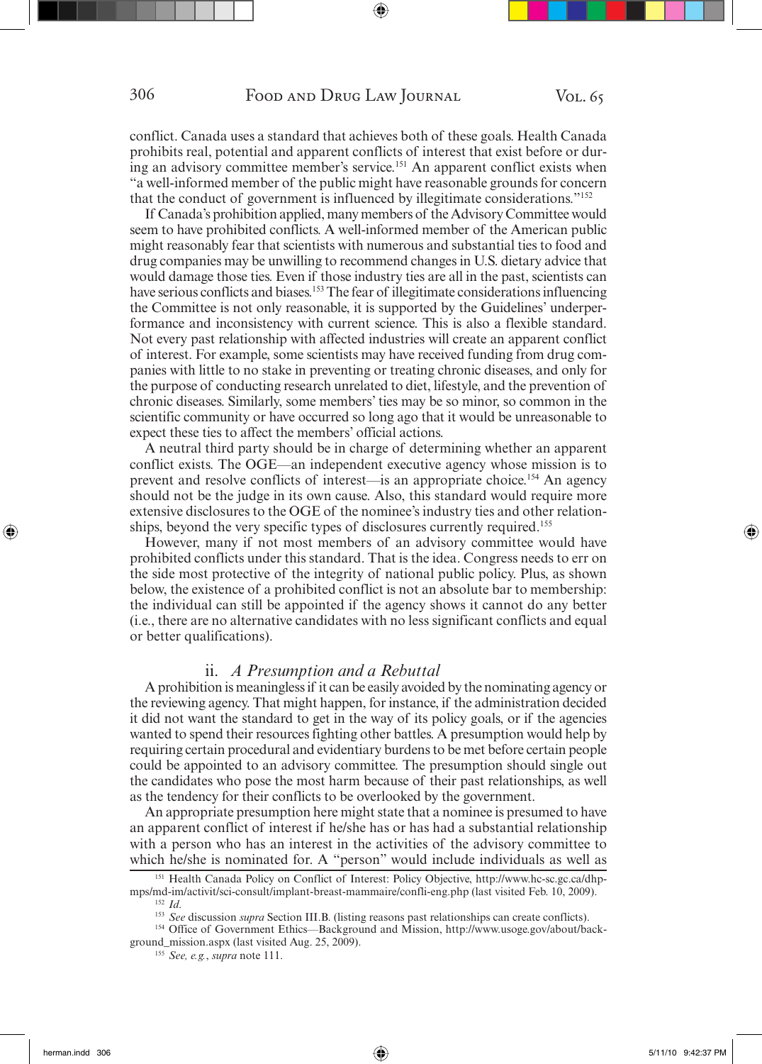conflict. Canada uses a standard that achieves both of these goals. Health Canada prohibits real, potential and apparent conflicts of interest that exist before or during an advisory committee member's service.[151] An apparent conflict exists when "a well-informed member of the public might have reasonable grounds for concern that the conduct of government is influenced by illegitimate considerations."[152]

If Canada's prohibition applied, many members of the Advisory Committee would seem to have prohibited conflicts. A well-informed member of the American public might reasonably fear that scientists with numerous and substantial ties to food and drug companies may be unwilling to recommend changes in U.S. dietary advice that would damage those ties. Even if those industry ties are all in the past, scientists can have serious conflicts and biases.[153] The fear of illegitimate considerations influencing the Committee is not only reasonable, it is supported by the Guidelines' underperformance and inconsistency with current science. This is also a flexible standard. Not every past relationship with affected industries will create an apparent conflict of interest. For example, some scientists may have received funding from drug companies with little to no stake in preventing or treating chronic diseases, and only for the purpose of conducting research unrelated to diet, lifestyle, and the prevention of chronic diseases. Similarly, some members' ties may be so minor, so common in the scientific community or have occurred so long ago that it would be unreasonable to expect these ties to affect the members' official actions.

A neutral third party should be in charge of determining whether an apparent conflict exists. The OGE—an independent executive agency whose mission is to prevent and resolve conflicts of interest—is an appropriate choice.[154] An agency should not be the judge in its own cause. Also, this standard would require more extensive disclosures to the OGE of the nominee's industry ties and other relationships, beyond the very specific types of disclosures currently required.[155]

However, many if not most members of an advisory committee would have prohibited conflicts under this standard. That is the idea. Congress needs to err on the side most protective of the integrity of national public policy. Plus, as shown below, the existence of a prohibited conflict is not an absolute bar to membership: the individual can still be appointed if the agency shows it cannot do any better (i.e., there are no alternative candidates with no less significant conflicts and equal or better qualifications).

### ii. *A Presumption and a Rebuttal*

A prohibition is meaningless if it can be easily avoided by the nominating agency or the reviewing agency. That might happen, for instance, if the administration decided it did not want the standard to get in the way of its policy goals, or if the agencies wanted to spend their resources fighting other battles. A presumption would help by requiring certain procedural and evidentiary burdens to be met before certain people could be appointed to an advisory committee. The presumption should single out the candidates who pose the most harm because of their past relationships, as well as the tendency for their conflicts to be overlooked by the government.

An appropriate presumption here might state that a nominee is presumed to have an apparent conflict of interest if he/she has or has had a substantial relationship with a person who has an interest in the activities of the advisory committee to which he/she is nominated for. A "person" would include individuals as well as

---

[151] Health Canada Policy on Conflict of Interest: Policy Objective, http://www.hc-sc.gc.ca/dhp-mps/md-im/activit/sci-consult/implant-breast-mammaire/confli-eng.php (last visited Feb. 10, 2009).

[152] *Id.*

[153] *See* discussion *supra* Section III.B. (listing reasons past relationships can create conflicts).

[154] Office of Government Ethics—Background and Mission, http://www.usoge.gov/about/background_mission.aspx (last visited Aug. 25, 2009).

[155] *See, e.g.*, *supra* note 111.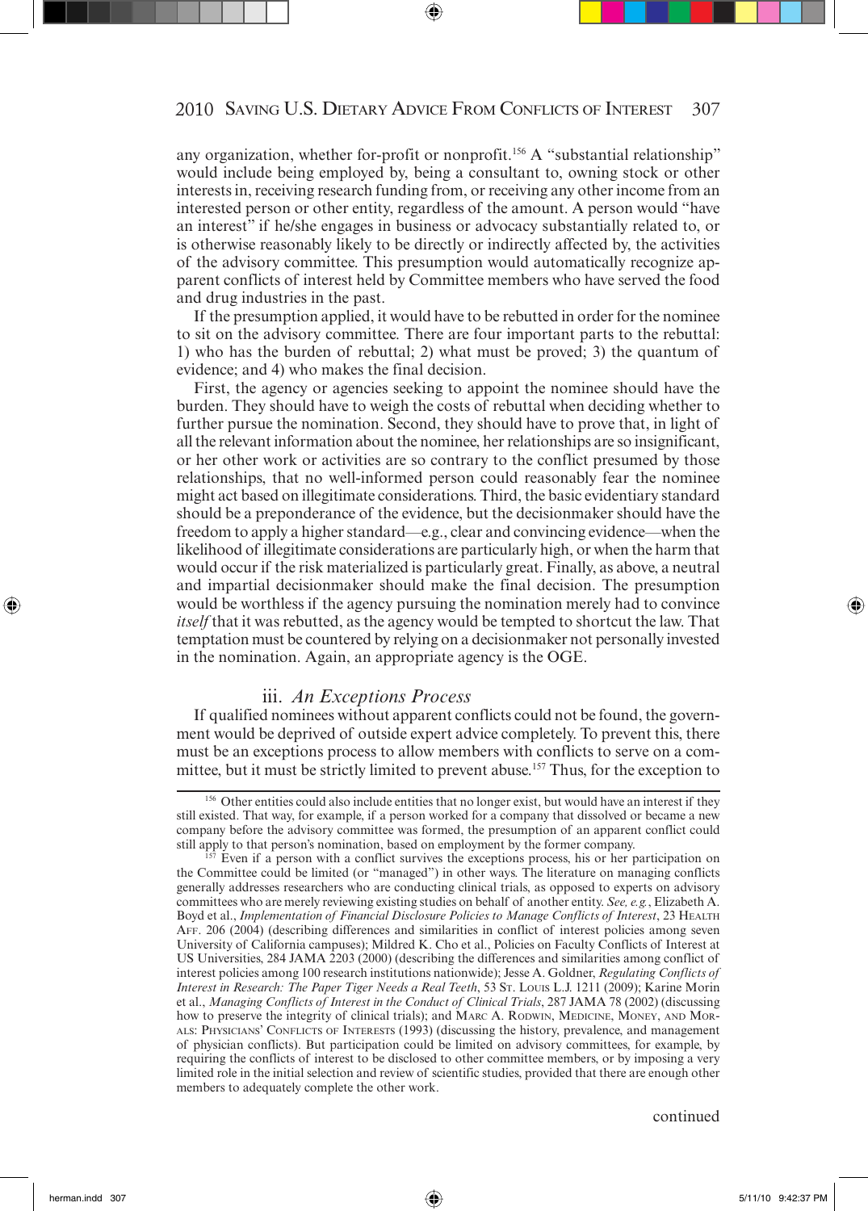any organization, whether for-profit or nonprofit.[156] A "substantial relationship" would include being employed by, being a consultant to, owning stock or other interests in, receiving research funding from, or receiving any other income from an interested person or other entity, regardless of the amount. A person would "have an interest" if he/she engages in business or advocacy substantially related to, or is otherwise reasonably likely to be directly or indirectly affected by, the activities of the advisory committee. This presumption would automatically recognize apparent conflicts of interest held by Committee members who have served the food and drug industries in the past.

If the presumption applied, it would have to be rebutted in order for the nominee to sit on the advisory committee. There are four important parts to the rebuttal: 1) who has the burden of rebuttal; 2) what must be proved; 3) the quantum of evidence; and 4) who makes the final decision.

First, the agency or agencies seeking to appoint the nominee should have the burden. They should have to weigh the costs of rebuttal when deciding whether to further pursue the nomination. Second, they should have to prove that, in light of all the relevant information about the nominee, her relationships are so insignificant, or her other work or activities are so contrary to the conflict presumed by those relationships, that no well-informed person could reasonably fear the nominee might act based on illegitimate considerations. Third, the basic evidentiary standard should be a preponderance of the evidence, but the decisionmaker should have the freedom to apply a higher standard—e.g., clear and convincing evidence—when the likelihood of illegitimate considerations are particularly high, or when the harm that would occur if the risk materialized is particularly great. Finally, as above, a neutral and impartial decisionmaker should make the final decision. The presumption would be worthless if the agency pursuing the nomination merely had to convince *itself* that it was rebutted, as the agency would be tempted to shortcut the law. That temptation must be countered by relying on a decisionmaker not personally invested in the nomination. Again, an appropriate agency is the OGE.

#### iii. *An Exceptions Process*

If qualified nominees without apparent conflicts could not be found, the government would be deprived of outside expert advice completely. To prevent this, there must be an exceptions process to allow members with conflicts to serve on a committee, but it must be strictly limited to prevent abuse.[157] Thus, for the exception to

---

[156] Other entities could also include entities that no longer exist, but would have an interest if they still existed. That way, for example, if a person worked for a company that dissolved or became a new company before the advisory committee was formed, the presumption of an apparent conflict could still apply to that person's nomination, based on employment by the former company.

[157] Even if a person with a conflict survives the exceptions process, his or her participation on the Committee could be limited (or "managed") in other ways. The literature on managing conflicts generally addresses researchers who are conducting clinical trials, as opposed to experts on advisory committees who are merely reviewing existing studies on behalf of another entity. *See, e.g.*, Elizabeth A. Boyd et al., *Implementation of Financial Disclosure Policies to Manage Conflicts of Interest*, 23 Health Aff. 206 (2004) (describing differences and similarities in conflict of interest policies among seven University of California campuses); Mildred K. Cho et al., Policies on Faculty Conflicts of Interest at US Universities, 284 JAMA 2203 (2000) (describing the differences and similarities among conflict of interest policies among 100 research institutions nationwide); Jesse A. Goldner, *Regulating Conflicts of Interest in Research: The Paper Tiger Needs a Real Teeth*, 53 St. Louis L.J. 1211 (2009); Karine Morin et al., *Managing Conflicts of Interest in the Conduct of Clinical Trials*, 287 JAMA 78 (2002) (discussing how to preserve the integrity of clinical trials); and Marc A. Rodwin, Medicine, Money, and Morals: Physicians' Conflicts of Interests (1993) (discussing the history, prevalence, and management of physician conflicts). But participation could be limited on advisory committees, for example, by requiring the conflicts of interest to be disclosed to other committee members, or by imposing a very limited role in the initial selection and review of scientific studies, provided that there are enough other members to adequately complete the other work.

continued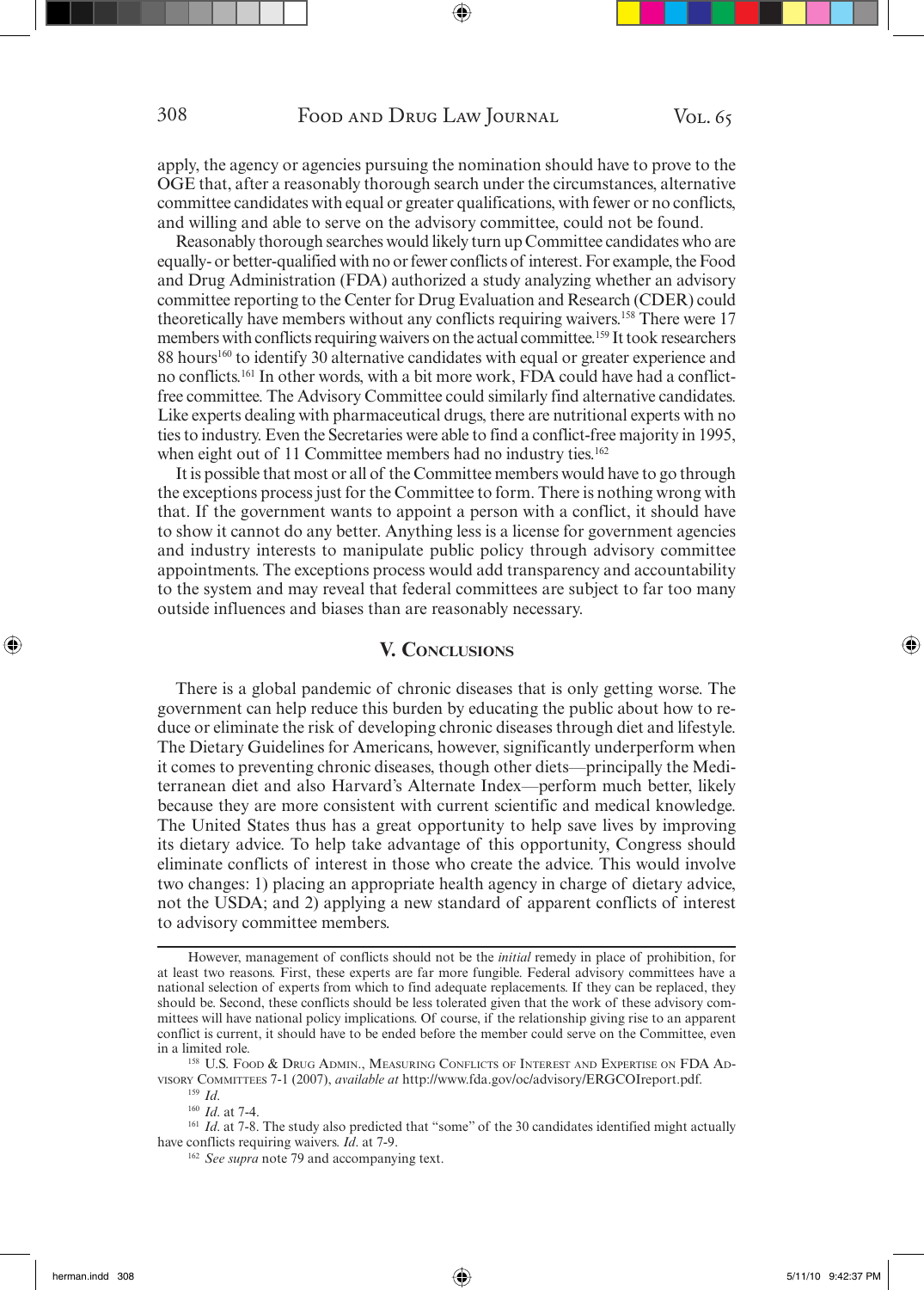apply, the agency or agencies pursuing the nomination should have to prove to the OGE that, after a reasonably thorough search under the circumstances, alternative committee candidates with equal or greater qualifications, with fewer or no conflicts, and willing and able to serve on the advisory committee, could not be found.

Reasonably thorough searches would likely turn up Committee candidates who are equally- or better-qualified with no or fewer conflicts of interest. For example, the Food and Drug Administration (FDA) authorized a study analyzing whether an advisory committee reporting to the Center for Drug Evaluation and Research (CDER) could theoretically have members without any conflicts requiring waivers.[158] There were 17 members with conflicts requiring waivers on the actual committee.[159] It took researchers 88 hours[160] to identify 30 alternative candidates with equal or greater experience and no conflicts.[161] In other words, with a bit more work, FDA could have had a conflict-free committee. The Advisory Committee could similarly find alternative candidates. Like experts dealing with pharmaceutical drugs, there are nutritional experts with no ties to industry. Even the Secretaries were able to find a conflict-free majority in 1995, when eight out of 11 Committee members had no industry ties.[162]

It is possible that most or all of the Committee members would have to go through the exceptions process just for the Committee to form. There is nothing wrong with that. If the government wants to appoint a person with a conflict, it should have to show it cannot do any better. Anything less is a license for government agencies and industry interests to manipulate public policy through advisory committee appointments. The exceptions process would add transparency and accountability to the system and may reveal that federal committees are subject to far too many outside influences and biases than are reasonably necessary.

## V. Conclusions

There is a global pandemic of chronic diseases that is only getting worse. The government can help reduce this burden by educating the public about how to reduce or eliminate the risk of developing chronic diseases through diet and lifestyle. The Dietary Guidelines for Americans, however, significantly underperform when it comes to preventing chronic diseases, though other diets—principally the Mediterranean diet and also Harvard's Alternate Index—perform much better, likely because they are more consistent with current scientific and medical knowledge. The United States thus has a great opportunity to help save lives by improving its dietary advice. To help take advantage of this opportunity, Congress should eliminate conflicts of interest in those who create the advice. This would involve two changes: 1) placing an appropriate health agency in charge of dietary advice, not the USDA; and 2) applying a new standard of apparent conflicts of interest to advisory committee members.

---

However, management of conflicts should not be the *initial* remedy in place of prohibition, for at least two reasons. First, these experts are far more fungible. Federal advisory committees have a national selection of experts from which to find adequate replacements. If they can be replaced, they should be. Second, these conflicts should be less tolerated given that the work of these advisory committees will have national policy implications. Of course, if the relationship giving rise to an apparent conflict is current, it should have to be ended before the member could serve on the Committee, even in a limited role.

[158] U.S. Food & Drug Admin., Measuring Conflicts of Interest and Expertise on FDA Advisory Committees 7-1 (2007), *available at* http://www.fda.gov/oc/advisory/ERGCOIreport.pdf.

[159] *Id.*

[160] *Id.* at 7-4.

[161] *Id.* at 7-8. The study also predicted that "some" of the 30 candidates identified might actually have conflicts requiring waivers. *Id.* at 7-9.

[162] *See supra* note 79 and accompanying text.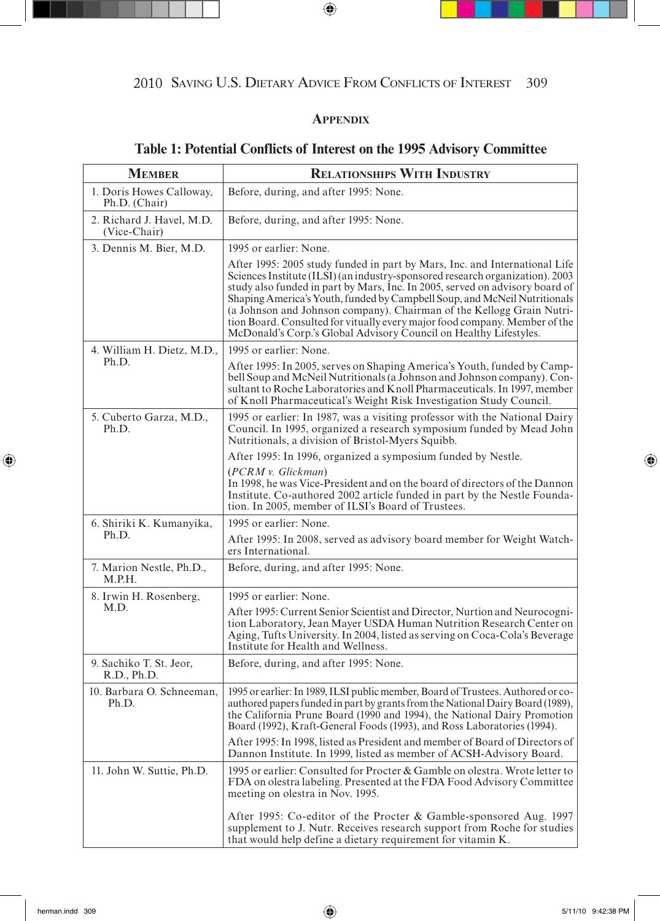## Appendix

### Table 1: Potential Conflicts of Interest on the 1995 Advisory Committee

| Member | Relationships With Industry |
|---|---|
| 1. Doris Howes Calloway, Ph.D. (Chair) | Before, during, and after 1995: None. |
| 2. Richard J. Havel, M.D. (Vice-Chair) | Before, during, and after 1995: None. |
| 3. Dennis M. Bier, M.D. | 1995 or earlier: None.<br>After 1995: 2005 study funded in part by Mars, Inc. and International Life Sciences Institute (ILSI) (an industry-sponsored research organization). 2003 study also funded in part by Mars, Inc. In 2005, served on advisory board of Shaping America's Youth, funded by Campbell Soup, and McNeil Nutritionals (a Johnson and Johnson company). Chairman of the Kellogg Grain Nutrition Board. Consulted for vitually every major food company. Member of the McDonald's Corp.'s Global Advisory Council on Healthy Lifestyles. |
| 4. William H. Dietz, M.D., Ph.D. | 1995 or earlier: None.<br>After 1995: In 2005, serves on Shaping America's Youth, funded by Campbell Soup and McNeil Nutritionals (a Johnson and Johnson company). Consultant to Roche Laboratories and Knoll Pharmaceuticals. In 1997, member of Knoll Pharmaceutical's Weight Risk Investigation Study Council. |
| 5. Cuberto Garza, M.D., Ph.D. | 1995 or earlier: In 1987, was a visiting professor with the National Dairy Council. In 1995, organized a research symposium funded by Mead John Nutritionals, a division of Bristol-Myers Squibb.<br>After 1995: In 1996, organized a symposium funded by Nestle.<br>(*PCRM v. Glickman*)<br>In 1998, he was Vice-President and on the board of directors of the Dannon Institute. Co-authored 2002 article funded in part by the Nestle Foundation. In 2005, member of ILSI's Board of Trustees. |
| 6. Shiriki K. Kumanyika, Ph.D. | 1995 or earlier: None.<br>After 1995: In 2008, served as advisory board member for Weight Watchers International. |
| 7. Marion Nestle, Ph.D., M.P.H. | Before, during, and after 1995: None. |
| 8. Irwin H. Rosenberg, M.D. | 1995 or earlier: None.<br>After 1995: Current Senior Scientist and Director, Nurtion and Neurocognition Laboratory, Jean Mayer USDA Human Nutrition Research Center on Aging, Tufts University. In 2004, listed as serving on Coca-Cola's Beverage Institute for Health and Wellness. |
| 9. Sachiko T. St. Jeor, R.D., Ph.D. | Before, during, and after 1995: None. |
| 10. Barbara O. Schneeman, Ph.D. | 1995 or earlier: In 1989, ILSI public member, Board of Trustees. Authored or co-authored papers funded in part by grants from the National Dairy Board (1989), the California Prune Board (1990 and 1994), the National Dairy Promotion Board (1992), Kraft-General Foods (1993), and Ross Laboratories (1994).<br>After 1995: In 1998, listed as President and member of Board of Directors of Dannon Institute. In 1999, listed as member of ACSH-Advisory Board. |
| 11. John W. Suttie, Ph.D. | 1995 or earlier: Consulted for Procter & Gamble on olestra. Wrote letter to FDA on olestra labeling. Presented at the FDA Food Advisory Committee meeting on olestra in Nov. 1995.<br>After 1995: Co-editor of the Procter & Gamble-sponsored Aug. 1997 supplement to J. Nutr. Receives research support from Roche for studies that would help define a dietary requirement for vitamin K. |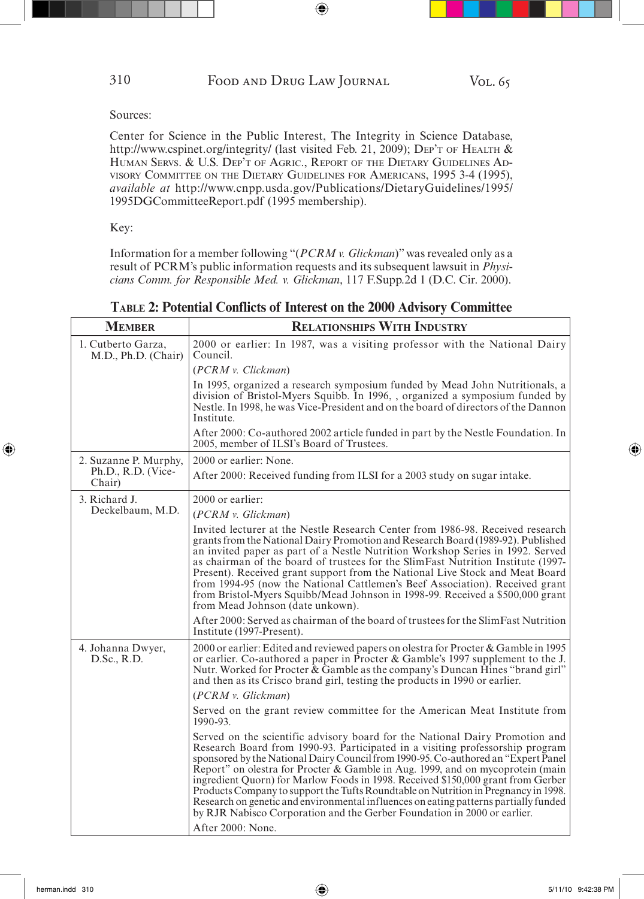Sources:

Center for Science in the Public Interest, The Integrity in Science Database, http://www.cspinet.org/integrity/ (last visited Feb. 21, 2009); Dep't of Health & Human Servs. & U.S. Dep't of Agric., Report of the Dietary Guidelines Advisory Committee on the Dietary Guidelines for Americans, 1995 3-4 (1995), *available at* http://www.cnpp.usda.gov/Publications/DietaryGuidelines/1995/1995DGCommitteeReport.pdf (1995 membership).

Key:

Information for a member following "(*PCRM v. Glickman*)" was revealed only as a result of PCRM's public information requests and its subsequent lawsuit in *Physicians Comm. for Responsible Med. v. Glickman*, 117 F.Supp.2d 1 (D.C. Cir. 2000).

**Table 2: Potential Conflicts of Interest on the 2000 Advisory Committee**

| Member | Relationships With Industry |
|---|---|
| 1. Cutberto Garza, M.D., Ph.D. (Chair) | 2000 or earlier: In 1987, was a visiting professor with the National Dairy Council.<br>(*PCRM v. Clickman*)<br>In 1995, organized a research symposium funded by Mead John Nutritionals, a division of Bristol-Myers Squibb. In 1996, , organized a symposium funded by Nestle. In 1998, he was Vice-President and on the board of directors of the Dannon Institute.<br>After 2000: Co-authored 2002 article funded in part by the Nestle Foundation. In 2005, member of ILSI's Board of Trustees. |
| 2. Suzanne P. Murphy, Ph.D., R.D. (Vice-Chair) | 2000 or earlier: None.<br>After 2000: Received funding from ILSI for a 2003 study on sugar intake. |
| 3. Richard J. Deckelbaum, M.D. | 2000 or earlier:<br>(*PCRM v. Glickman*)<br>Invited lecturer at the Nestle Research Center from 1986-98. Received research grants from the National Dairy Promotion and Research Board (1989-92). Published an invited paper as part of a Nestle Nutrition Workshop Series in 1992. Served as chairman of the board of trustees for the SlimFast Nutrition Institute (1997-Present). Received grant support from the National Live Stock and Meat Board from 1994-95 (now the National Cattlemen's Beef Association). Received grant from Bristol-Myers Squibb/Mead Johnson in 1998-99. Received a $500,000 grant from Mead Johnson (date unkown).<br>After 2000: Served as chairman of the board of trustees for the SlimFast Nutrition Institute (1997-Present). |
| 4. Johanna Dwyer, D.Sc., R.D. | 2000 or earlier: Edited and reviewed papers on olestra for Procter & Gamble in 1995 or earlier. Co-authored a paper in Procter & Gamble's 1997 supplement to the J. Nutr. Worked for Procter & Gamble as the company's Duncan Hines "brand girl" and then as its Crisco brand girl, testing the products in 1990 or earlier.<br>(*PCRM v. Glickman*)<br>Served on the grant review committee for the American Meat Institute from 1990-93.<br>Served on the scientific advisory board for the National Dairy Promotion and Research Board from 1990-93. Participated in a visiting professorship program sponsored by the National Dairy Council from 1990-95. Co-authored an "Expert Panel Report" on olestra for Procter & Gamble in Aug. 1999, and on mycoprotein (main ingredient Quorn) for Marlow Foods in 1998. Received $150,000 grant from Gerber Products Company to support the Tufts Roundtable on Nutrition in Pregnancy in 1998. Research on genetic and environmental influences on eating patterns partially funded by RJR Nabisco Corporation and the Gerber Foundation in 2000 or earlier.<br>After 2000: None. |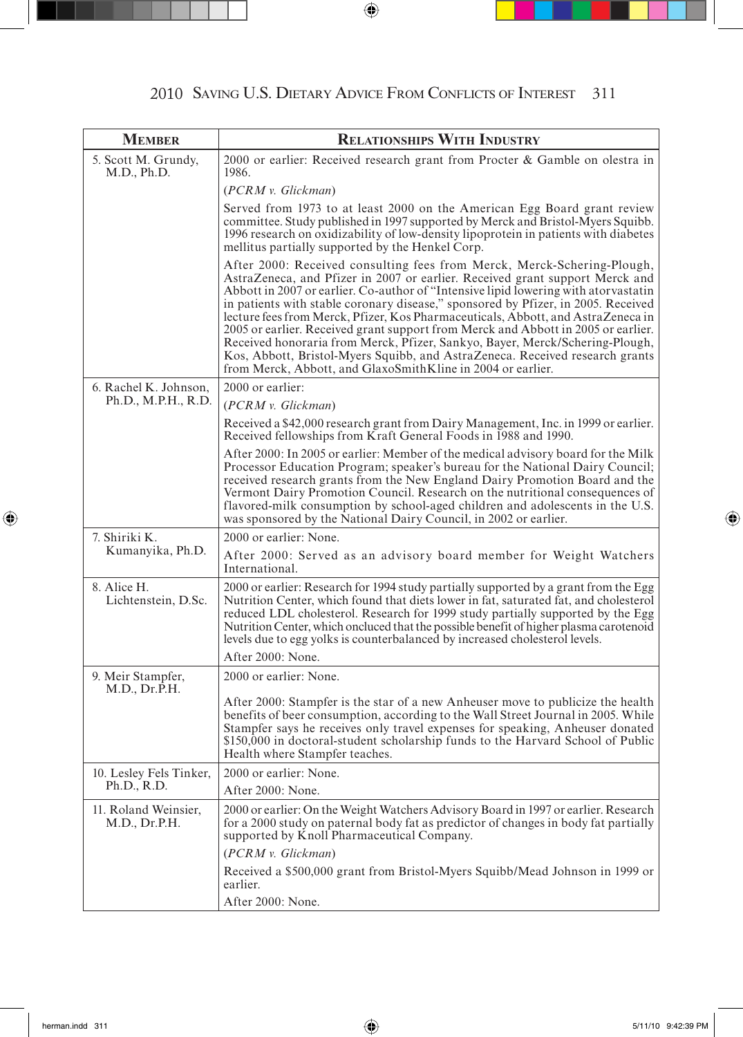| MEMBER | RELATIONSHIPS WITH INDUSTRY |
|---|---|
| 5. Scott M. Grundy, M.D., Ph.D. | 2000 or earlier: Received research grant from Procter & Gamble on olestra in 1986.<br>(*PCRM v. Glickman*)<br>Served from 1973 to at least 2000 on the American Egg Board grant review committee. Study published in 1997 supported by Merck and Bristol-Myers Squibb. 1996 research on oxidizability of low-density lipoprotein in patients with diabetes mellitus partially supported by the Henkel Corp.<br>After 2000: Received consulting fees from Merck, Merck-Schering-Plough, AstraZeneca, and Pfizer in 2007 or earlier. Received grant support Merck and Abbott in 2007 or earlier. Co-author of "Intensive lipid lowering with atorvastatin in patients with stable coronary disease," sponsored by Pfizer, in 2005. Received lecture fees from Merck, Pfizer, Kos Pharmaceuticals, Abbott, and AstraZeneca in 2005 or earlier. Received grant support from Merck and Abbott in 2005 or earlier. Received honoraria from Merck, Pfizer, Sankyo, Bayer, Merck/Schering-Plough, Kos, Abbott, Bristol-Myers Squibb, and AstraZeneca. Received research grants from Merck, Abbott, and GlaxoSmithKline in 2004 or earlier. |
| 6. Rachel K. Johnson, Ph.D., M.P.H., R.D. | 2000 or earlier:<br>(*PCRM v. Glickman*)<br>Received a $42,000 research grant from Dairy Management, Inc. in 1999 or earlier. Received fellowships from Kraft General Foods in 1988 and 1990.<br>After 2000: In 2005 or earlier: Member of the medical advisory board for the Milk Processor Education Program; speaker's bureau for the National Dairy Council; received research grants from the New England Dairy Promotion Board and the Vermont Dairy Promotion Council. Research on the nutritional consequences of flavored-milk consumption by school-aged children and adolescents in the U.S. was sponsored by the National Dairy Council, in 2002 or earlier. |
| 7. Shiriki K. Kumanyika, Ph.D. | 2000 or earlier: None.<br>After 2000: Served as an advisory board member for Weight Watchers International. |
| 8. Alice H. Lichtenstein, D.Sc. | 2000 or earlier: Research for 1994 study partially supported by a grant from the Egg Nutrition Center, which found that diets lower in fat, saturated fat, and cholesterol reduced LDL cholesterol. Research for 1999 study partially supported by the Egg Nutrition Center, which oncluced that the possible benefit of higher plasma carotenoid levels due to egg yolks is counterbalanced by increased cholesterol levels.<br>After 2000: None. |
| 9. Meir Stampfer, M.D., Dr.P.H. | 2000 or earlier: None.<br>After 2000: Stampfer is the star of a new Anheuser move to publicize the health benefits of beer consumption, according to the Wall Street Journal in 2005. While Stampfer says he receives only travel expenses for speaking, Anheuser donated $150,000 in doctoral-student scholarship funds to the Harvard School of Public Health where Stampfer teaches. |
| 10. Lesley Fels Tinker, Ph.D., R.D. | 2000 or earlier: None.<br>After 2000: None. |
| 11. Roland Weinsier, M.D., Dr.P.H. | 2000 or earlier: On the Weight Watchers Advisory Board in 1997 or earlier. Research for a 2000 study on paternal body fat as predictor of changes in body fat partially supported by Knoll Pharmaceutical Company.<br>(*PCRM v. Glickman*)<br>Received a $500,000 grant from Bristol-Myers Squibb/Mead Johnson in 1999 or earlier.<br>After 2000: None. |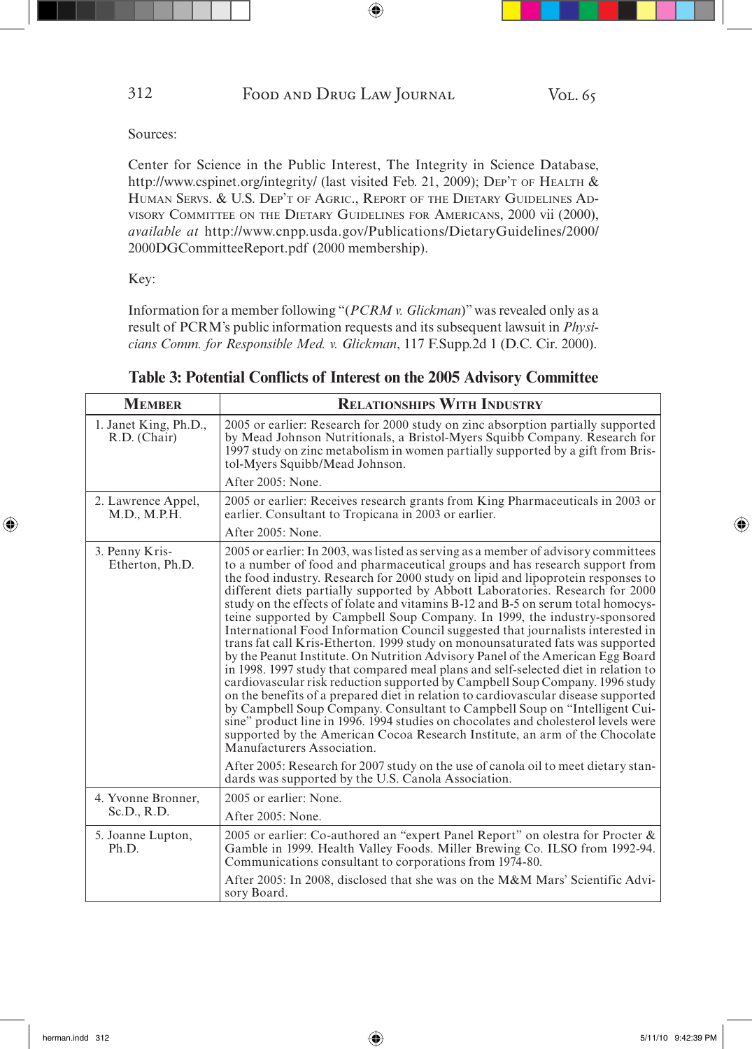Sources:

Center for Science in the Public Interest, The Integrity in Science Database, http://www.cspinet.org/integrity/ (last visited Feb. 21, 2009); DEP'T OF HEALTH & HUMAN SERVS. & U.S. DEP'T OF AGRIC., REPORT OF THE DIETARY GUIDELINES ADVISORY COMMITTEE ON THE DIETARY GUIDELINES FOR AMERICANS, 2000 vii (2000), *available at* http://www.cnpp.usda.gov/Publications/DietaryGuidelines/2000/2000DGCommitteeReport.pdf (2000 membership).

Key:

Information for a member following "(*PCRM v. Glickman*)" was revealed only as a result of PCRM's public information requests and its subsequent lawsuit in *Physicians Comm. for Responsible Med. v. Glickman*, 117 F.Supp.2d 1 (D.C. Cir. 2000).

**Table 3: Potential Conflicts of Interest on the 2005 Advisory Committee**

| MEMBER | RELATIONSHIPS WITH INDUSTRY |
|---|---|
| 1. Janet King, Ph.D., R.D. (Chair) | 2005 or earlier: Research for 2000 study on zinc absorption partially supported by Mead Johnson Nutritionals, a Bristol-Myers Squibb Company. Research for 1997 study on zinc metabolism in women partially supported by a gift from Bristol-Myers Squibb/Mead Johnson.<br><br>After 2005: None. |
| 2. Lawrence Appel, M.D., M.P.H. | 2005 or earlier: Receives research grants from King Pharmaceuticals in 2003 or earlier. Consultant to Tropicana in 2003 or earlier.<br><br>After 2005: None. |
| 3. Penny Kris-Etherton, Ph.D. | 2005 or earlier: In 2003, was listed as serving as a member of advisory committees to a number of food and pharmaceutical groups and has research support from the food industry. Research for 2000 study on lipid and lipoprotein responses to different diets partially supported by Abbott Laboratories. Research for 2000 study on the effects of folate and vitamins B-12 and B-5 on serum total homocysteine supported by Campbell Soup Company. In 1999, the industry-sponsored International Food Information Council suggested that journalists interested in trans fat call Kris-Etherton. 1999 study on monounsaturated fats was supported by the Peanut Institute. On Nutrition Advisory Panel of the American Egg Board in 1998. 1997 study that compared meal plans and self-selected diet in relation to cardiovascular risk reduction supported by Campbell Soup Company. 1996 study on the benefits of a prepared diet in relation to cardiovascular disease supported by Campbell Soup Company. Consultant to Campbell Soup on "Intelligent Cuisine" product line in 1996. 1994 studies on chocolates and cholesterol levels were supported by the American Cocoa Research Institute, an arm of the Chocolate Manufacturers Association.<br><br>After 2005: Research for 2007 study on the use of canola oil to meet dietary standards was supported by the U.S. Canola Association. |
| 4. Yvonne Bronner, Sc.D., R.D. | 2005 or earlier: None.<br><br>After 2005: None. |
| 5. Joanne Lupton, Ph.D. | 2005 or earlier: Co-authored an "expert Panel Report" on olestra for Procter & Gamble in 1999. Health Valley Foods. Miller Brewing Co. ILSO from 1992-94. Communications consultant to corporations from 1974-80.<br><br>After 2005: In 2008, disclosed that she was on the M&M Mars' Scientific Advisory Board. |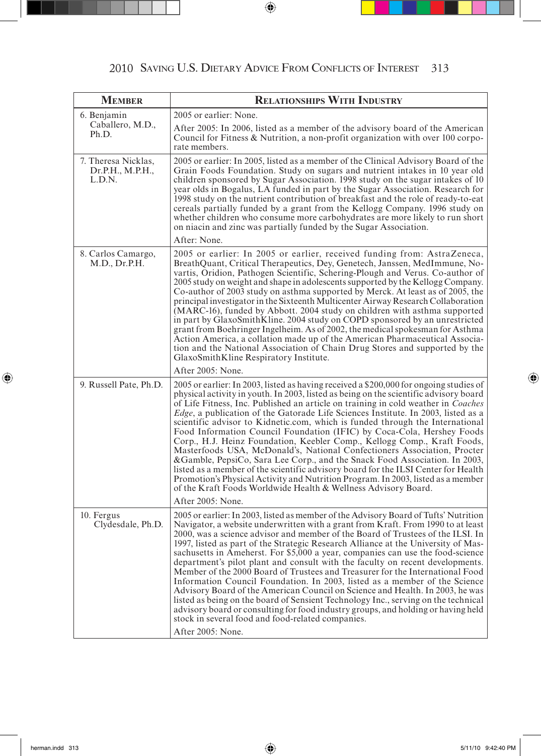| **Member** | **Relationships With Industry** |
|---|---|
| 6. Benjamin Caballero, M.D., Ph.D. | 2005 or earlier: None.<br><br>After 2005: In 2006, listed as a member of the advisory board of the American Council for Fitness & Nutrition, a non-profit organization with over 100 corporate members. |
| 7. Theresa Nicklas, Dr.P.H., M.P.H., L.D.N. | 2005 or earlier: In 2005, listed as a member of the Clinical Advisory Board of the Grain Foods Foundation. Study on sugars and nutrient intakes in 10 year old children sponsored by Sugar Association. 1998 study on the sugar intakes of 10 year olds in Bogalus, LA funded in part by the Sugar Association. Research for 1998 study on the nutrient contribution of breakfast and the role of ready-to-eat cereals partially funded by a grant from the Kellogg Company. 1996 study on whether children who consume more carbohydrates are more likely to run short on niacin and zinc was partially funded by the Sugar Association.<br><br>After: None. |
| 8. Carlos Camargo, M.D., Dr.P.H. | 2005 or earlier: In 2005 or earlier, received funding from: AstraZeneca, BreathQuant, Critical Therapeutics, Dey, Genetech, Janssen, MedImmune, Novartis, Oridion, Pathogen Scientific, Schering-Plough and Verus. Co-author of 2005 study on weight and shape in adolescents supported by the Kellogg Company. Co-author of 2003 study on asthma supported by Merck. At least as of 2005, the principal investigator in the Sixteenth Multicenter Airway Research Collaboration (MARC-16), funded by Abbott. 2004 study on children with asthma supported in part by GlaxoSmithKline. 2004 study on COPD sponsored by an unrestricted grant from Boehringer Ingelheim. As of 2002, the medical spokesman for Asthma Action America, a collation made up of the American Pharmaceutical Association and the National Association of Chain Drug Stores and supported by the GlaxoSmithKline Respiratory Institute.<br><br>After 2005: None. |
| 9. Russell Pate, Ph.D. | 2005 or earlier: In 2003, listed as having received a $200,000 for ongoing studies of physical activity in youth. In 2003, listed as being on the scientific advisory board of Life Fitness, Inc. Published an article on training in cold weather in *Coaches Edge*, a publication of the Gatorade Life Sciences Institute. In 2003, listed as a scientific advisor to Kidnetic.com, which is funded through the International Food Information Council Foundation (IFIC) by Coca-Cola, Hershey Foods Corp., H.J. Heinz Foundation, Keebler Comp., Kellogg Comp., Kraft Foods, Masterfoods USA, McDonald's, National Confectioners Association, Procter &Gamble, PepsiCo, Sara Lee Corp., and the Snack Food Association. In 2003, listed as a member of the scientific advisory board for the ILSI Center for Health Promotion's Physical Activity and Nutrition Program. In 2003, listed as a member of the Kraft Foods Worldwide Health & Wellness Advisory Board.<br><br>After 2005: None. |
| 10. Fergus Clydesdale, Ph.D. | 2005 or earlier: In 2003, listed as member of the Advisory Board of Tufts' Nutrition Navigator, a website underwritten with a grant from Kraft. From 1990 to at least 2000, was a science advisor and member of the Board of Trustees of the ILSI. In 1997, listed as part of the Strategic Research Alliance at the University of Massachusetts in Ameherst. For $5,000 a year, companies can use the food-science department's pilot plant and consult with the faculty on recent developments. Member of the 2000 Board of Trustees and Treasurer for the International Food Information Council Foundation. In 2003, listed as a member of the Science Advisory Board of the American Council on Science and Health. In 2003, he was listed as being on the board of Sensient Technology Inc., serving on the technical advisory board or consulting for food industry groups, and holding or having held stock in several food and food-related companies.<br><br>After 2005: None. |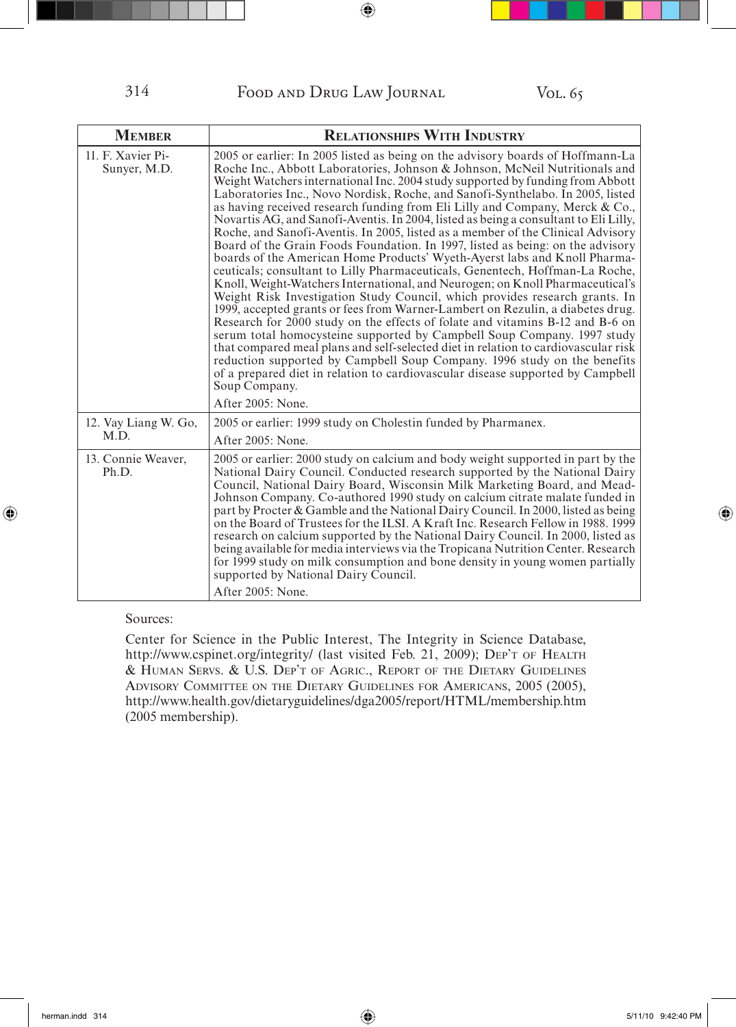| **Member** | **Relationships With Industry** |
|---|---|
| 11. F. Xavier Pi-Sunyer, M.D. | 2005 or earlier: In 2005 listed as being on the advisory boards of Hoffmann-La Roche Inc., Abbott Laboratories, Johnson & Johnson, McNeil Nutritionals and Weight Watchers international Inc. 2004 study supported by funding from Abbott Laboratories Inc., Novo Nordisk, Roche, and Sanofi-Synthelabo. In 2005, listed as having received research funding from Eli Lilly and Company, Merck & Co., Novartis AG, and Sanofi-Aventis. In 2004, listed as being a consultant to Eli Lilly, Roche, and Sanofi-Aventis. In 2005, listed as a member of the Clinical Advisory Board of the Grain Foods Foundation. In 1997, listed as being: on the advisory boards of the American Home Products' Wyeth-Ayerst labs and Knoll Pharmaceuticals; consultant to Lilly Pharmaceuticals, Genentech, Hoffman-La Roche, Knoll, Weight-Watchers International, and Neurogen; on Knoll Pharmaceutical's Weight Risk Investigation Study Council, which provides research grants. In 1999, accepted grants or fees from Warner-Lambert on Rezulin, a diabetes drug. Research for 2000 study on the effects of folate and vitamins B-12 and B-6 on serum total homocysteine supported by Campbell Soup Company. 1997 study that compared meal plans and self-selected diet in relation to cardiovascular risk reduction supported by Campbell Soup Company. 1996 study on the benefits of a prepared diet in relation to cardiovascular disease supported by Campbell Soup Company.<br>After 2005: None. |
| 12. Vay Liang W. Go, M.D. | 2005 or earlier: 1999 study on Cholestin funded by Pharmanex.<br>After 2005: None. |
| 13. Connie Weaver, Ph.D. | 2005 or earlier: 2000 study on calcium and body weight supported in part by the National Dairy Council. Conducted research supported by the National Dairy Council, National Dairy Board, Wisconsin Milk Marketing Board, and Mead-Johnson Company. Co-authored 1990 study on calcium citrate malate funded in part by Procter & Gamble and the National Dairy Council. In 2000, listed as being on the Board of Trustees for the ILSI. A Kraft Inc. Research Fellow in 1988. 1999 research on calcium supported by the National Dairy Council. In 2000, listed as being available for media interviews via the Tropicana Nutrition Center. Research for 1999 study on milk consumption and bone density in young women partially supported by National Dairy Council.<br>After 2005: None. |

Sources:

Center for Science in the Public Interest, The Integrity in Science Database, http://www.cspinet.org/integrity/ (last visited Feb. 21, 2009); Dep't of Health & Human Servs. & U.S. Dep't of Agric., Report of the Dietary Guidelines Advisory Committee on the Dietary Guidelines for Americans, 2005 (2005), http://www.health.gov/dietaryguidelines/dga2005/report/HTML/membership.htm (2005 membership).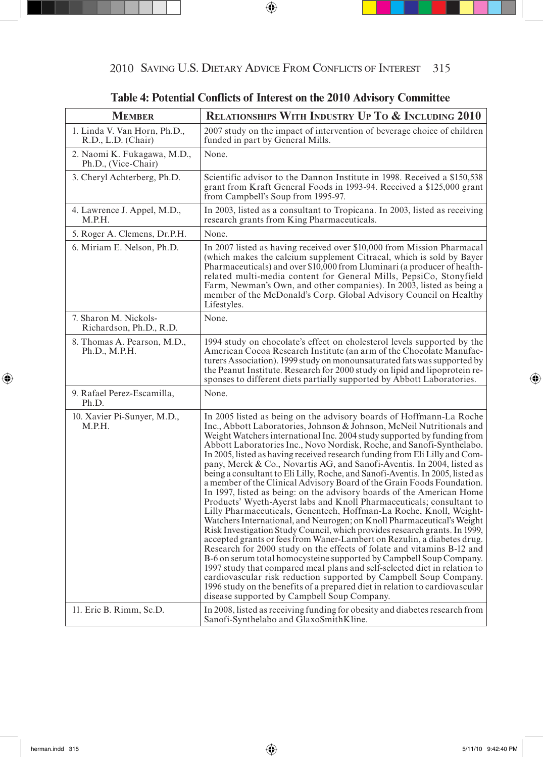**Table 4: Potential Conflicts of Interest on the 2010 Advisory Committee**

| Member | Relationships With Industry Up To & Including 2010 |
|---|---|
| 1. Linda V. Van Horn, Ph.D., R.D., L.D. (Chair) | 2007 study on the impact of intervention of beverage choice of children funded in part by General Mills. |
| 2. Naomi K. Fukagawa, M.D., Ph.D., (Vice-Chair) | None. |
| 3. Cheryl Achterberg, Ph.D. | Scientific advisor to the Dannon Institute in 1998. Received a $150,538 grant from Kraft General Foods in 1993-94. Received a $125,000 grant from Campbell's Soup from 1995-97. |
| 4. Lawrence J. Appel, M.D., M.P.H. | In 2003, listed as a consultant to Tropicana. In 2003, listed as receiving research grants from King Pharmaceuticals. |
| 5. Roger A. Clemens, Dr.P.H. | None. |
| 6. Miriam E. Nelson, Ph.D. | In 2007 listed as having received over $10,000 from Mission Pharmacal (which makes the calcium supplement Citracal, which is sold by Bayer Pharmaceuticals) and over $10,000 from Lluminari (a producer of health-related multi-media content for General Mills, PepsiCo, Stonyfield Farm, Newman's Own, and other companies). In 2003, listed as being a member of the McDonald's Corp. Global Advisory Council on Healthy Lifestyles. |
| 7. Sharon M. Nickols-Richardson, Ph.D., R.D. | None. |
| 8. Thomas A. Pearson, M.D., Ph.D., M.P.H. | 1994 study on chocolate's effect on cholesterol levels supported by the American Cocoa Research Institute (an arm of the Chocolate Manufacturers Association). 1999 study on monounsaturated fats was supported by the Peanut Institute. Research for 2000 study on lipid and lipoprotein responses to different diets partially supported by Abbott Laboratories. |
| 9. Rafael Perez-Escamilla, Ph.D. | None. |
| 10. Xavier Pi-Sunyer, M.D., M.P.H. | In 2005 listed as being on the advisory boards of Hoffmann-La Roche Inc., Abbott Laboratories, Johnson & Johnson, McNeil Nutritionals and Weight Watchers international Inc. 2004 study supported by funding from Abbott Laboratories Inc., Novo Nordisk, Roche, and Sanofi-Synthelabo. In 2005, listed as having received research funding from Eli Lilly and Company, Merck & Co., Novartis AG, and Sanofi-Aventis. In 2004, listed as being a consultant to Eli Lilly, Roche, and Sanofi-Aventis. In 2005, listed as a member of the Clinical Advisory Board of the Grain Foods Foundation. In 1997, listed as being: on the advisory boards of the American Home Products' Wyeth-Ayerst labs and Knoll Pharmaceuticals; consultant to Lilly Pharmaceuticals, Genentech, Hoffman-La Roche, Knoll, Weight-Watchers International, and Neurogen; on Knoll Pharmaceutical's Weight Risk Investigation Study Council, which provides research grants. In 1999, accepted grants or fees from Waner-Lambert on Rezulin, a diabetes drug. Research for 2000 study on the effects of folate and vitamins B-12 and B-6 on serum total homocysteine supported by Campbell Soup Company. 1997 study that compared meal plans and self-selected diet in relation to cardiovascular risk reduction supported by Campbell Soup Company. 1996 study on the benefits of a prepared diet in relation to cardiovascular disease supported by Campbell Soup Company. |
| 11. Eric B. Rimm, Sc.D. | In 2008, listed as receiving funding for obesity and diabetes research from Sanofi-Synthelabo and GlaxoSmithKline. |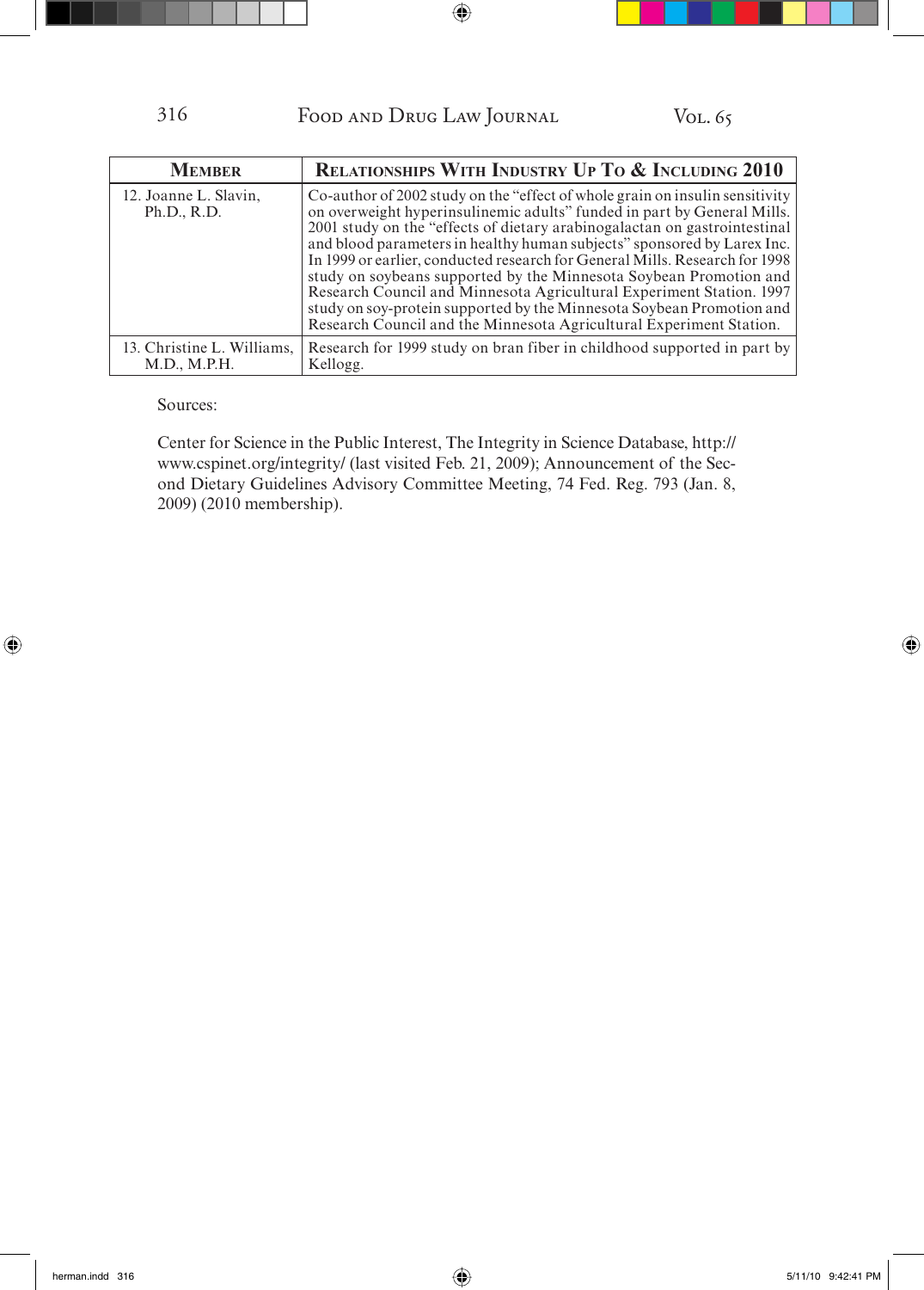| MEMBER | RELATIONSHIPS WITH INDUSTRY UP TO & INCLUDING 2010 |
|---|---|
| 12. Joanne L. Slavin, Ph.D., R.D. | Co-author of 2002 study on the "effect of whole grain on insulin sensitivity on overweight hyperinsulinemic adults" funded in part by General Mills. 2001 study on the "effects of dietary arabinogalactan on gastrointestinal and blood parameters in healthy human subjects" sponsored by Larex Inc. In 1999 or earlier, conducted research for General Mills. Research for 1998 study on soybeans supported by the Minnesota Soybean Promotion and Research Council and Minnesota Agricultural Experiment Station. 1997 study on soy-protein supported by the Minnesota Soybean Promotion and Research Council and the Minnesota Agricultural Experiment Station. |
| 13. Christine L. Williams, M.D., M.P.H. | Research for 1999 study on bran fiber in childhood supported in part by Kellogg. |

Sources:

Center for Science in the Public Interest, The Integrity in Science Database, http://www.cspinet.org/integrity/ (last visited Feb. 21, 2009); Announcement of the Second Dietary Guidelines Advisory Committee Meeting, 74 Fed. Reg. 793 (Jan. 8, 2009) (2010 membership).